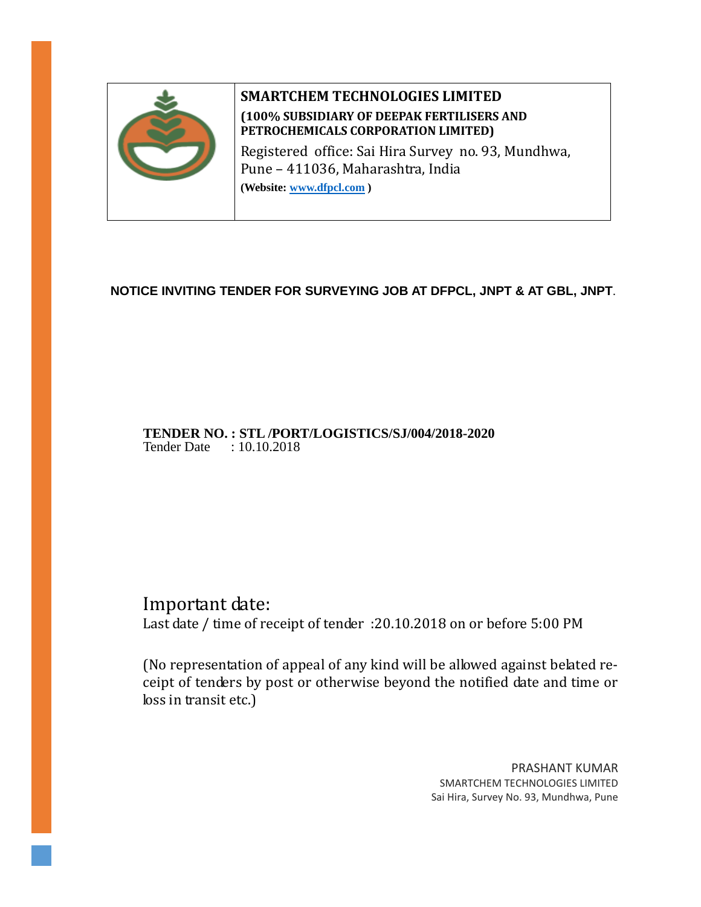**SMARTCHEM TECHNOLOGIES LIMITED**

**(100% SUBSIDIARY OF DEEPAK FERTILISERS AND PETROCHEMICALS CORPORATION LIMITED)**

Registered office: Sai Hira Survey no. 93, Mundhwa, Pune – 411036, Maharashtra, India

**(Website: www.dfpcl.com )**

**NOTICE INVITING TENDER FOR SURVEYING JOB AT DFPCL, JNPT & AT GBL, JNPT**.

**TENDER NO. : STL /PORT/LOGISTICS/SJ/004/2018-2020**
Tender Date : 10.10.2018

## Important date:

Last date / time of receipt of tender :20.10.2018 on or before 5:00 PM

(No representation of appeal of any kind will be allowed against belated receipt of tenders by post or otherwise beyond the notified date and time or loss in transit etc.)

PRASHANT KUMAR
SMARTCHEM TECHNOLOGIES LIMITED
Sai Hira, Survey No. 93, Mundhwa, Pune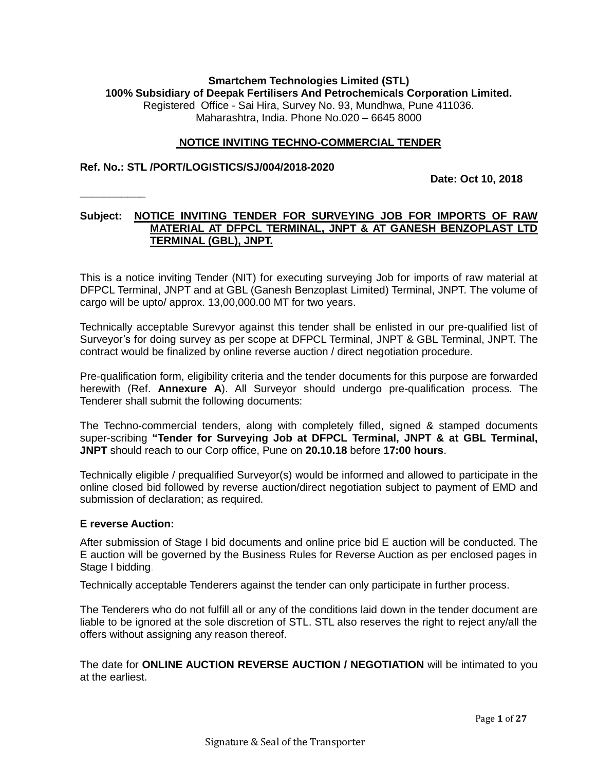**Smartchem Technologies Limited (STL)**
**100% Subsidiary of Deepak Fertilisers And Petrochemicals Corporation Limited.**
Registered Office - Sai Hira, Survey No. 93, Mundhwa, Pune 411036.
Maharashtra, India. Phone No.020 – 6645 8000

## NOTICE INVITING TECHNO-COMMERCIAL TENDER

**Ref. No.: STL /PORT/LOGISTICS/SJ/004/2018-2020**

**Date: Oct 10, 2018**

___________

**Subject: NOTICE INVITING TENDER FOR SURVEYING JOB FOR IMPORTS OF RAW MATERIAL AT DFPCL TERMINAL, JNPT & AT GANESH BENZOPLAST LTD TERMINAL (GBL), JNPT.**

This is a notice inviting Tender (NIT) for executing surveying Job for imports of raw material at DFPCL Terminal, JNPT and at GBL (Ganesh Benzoplast Limited) Terminal, JNPT. The volume of cargo will be upto/ approx. 13,00,000.00 MT for two years.

Technically acceptable Surevyor against this tender shall be enlisted in our pre-qualified list of Surveyor's for doing survey as per scope at DFPCL Terminal, JNPT & GBL Terminal, JNPT. The contract would be finalized by online reverse auction / direct negotiation procedure.

Pre-qualification form, eligibility criteria and the tender documents for this purpose are forwarded herewith (Ref. **Annexure A**). All Surveyor should undergo pre-qualification process. The Tenderer shall submit the following documents:

The Techno-commercial tenders, along with completely filled, signed & stamped documents super-scribing **"Tender for Surveying Job at DFPCL Terminal, JNPT & at GBL Terminal, JNPT** should reach to our Corp office, Pune on **20.10.18** before **17:00 hours**.

Technically eligible / prequalified Surveyor(s) would be informed and allowed to participate in the online closed bid followed by reverse auction/direct negotiation subject to payment of EMD and submission of declaration; as required.

**E reverse Auction:**

After submission of Stage I bid documents and online price bid E auction will be conducted. The E auction will be governed by the Business Rules for Reverse Auction as per enclosed pages in Stage I bidding.

Technically acceptable Tenderers against the tender can only participate in further process.

The Tenderers who do not fulfill all or any of the conditions laid down in the tender document are liable to be ignored at the sole discretion of STL. STL also reserves the right to reject any/all the offers without assigning any reason thereof.

The date for **ONLINE AUCTION REVERSE AUCTION / NEGOTIATION** will be intimated to you at the earliest.

Signature & Seal of the Transporter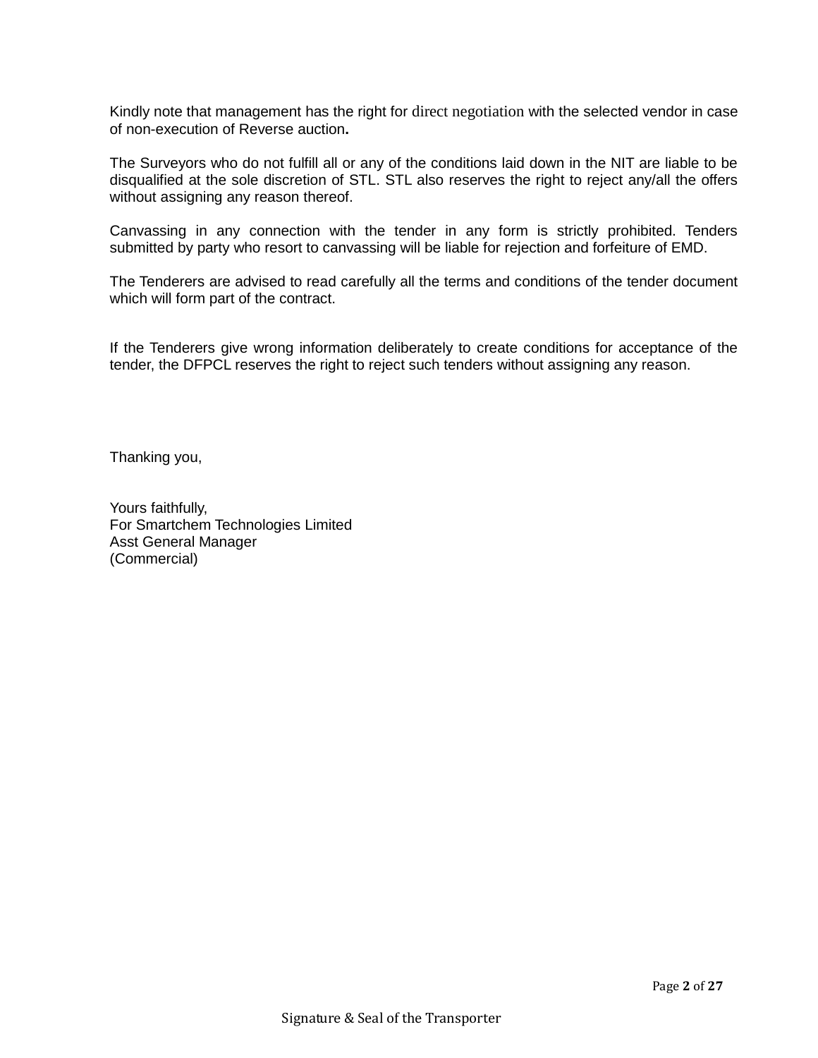Kindly note that management has the right for direct negotiation with the selected vendor in case of non-execution of Reverse auction**.**

The Surveyors who do not fulfill all or any of the conditions laid down in the NIT are liable to be disqualified at the sole discretion of STL. STL also reserves the right to reject any/all the offers without assigning any reason thereof.

Canvassing in any connection with the tender in any form is strictly prohibited. Tenders submitted by party who resort to canvassing will be liable for rejection and forfeiture of EMD.

The Tenderers are advised to read carefully all the terms and conditions of the tender document which will form part of the contract.

If the Tenderers give wrong information deliberately to create conditions for acceptance of the tender, the DFPCL reserves the right to reject such tenders without assigning any reason.

Thanking you,

Yours faithfully,
For Smartchem Technologies Limited
Asst General Manager
(Commercial)

Signature & Seal of the Transporter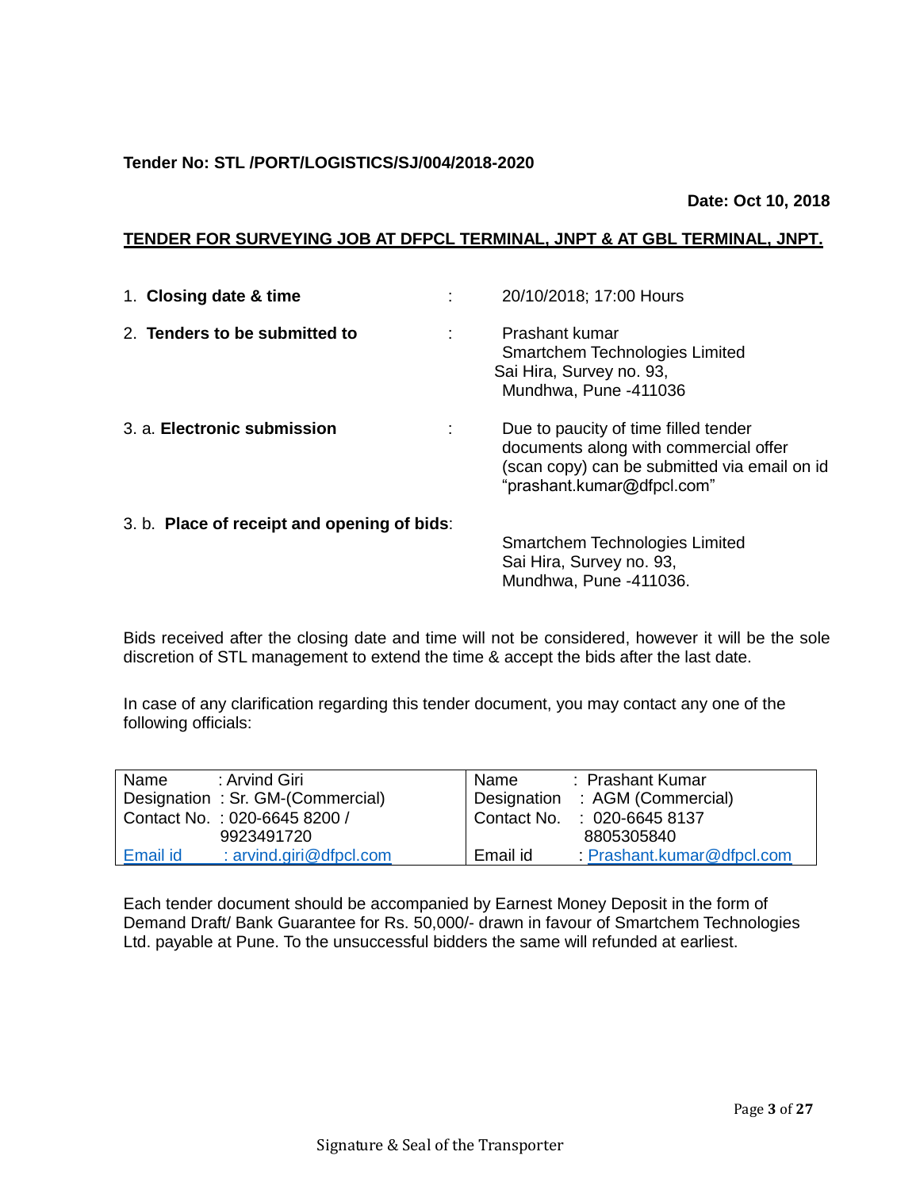**Tender No: STL /PORT/LOGISTICS/SJ/004/2018-2020**

**Date: Oct 10, 2018**

**TENDER FOR SURVEYING JOB AT DFPCL TERMINAL, JNPT & AT GBL TERMINAL, JNPT.**

1. **Closing date & time** : 20/10/2018; 17:00 Hours

2. **Tenders to be submitted to** : Prashant kumar
   Smartchem Technologies Limited
   Sai Hira, Survey no. 93,
   Mundhwa, Pune -411036

3. a. **Electronic submission** : Due to paucity of time filled tender documents along with commercial offer (scan copy) can be submitted via email on id "prashant.kumar@dfpcl.com"

3. b. **Place of receipt and opening of bids**:
   Smartchem Technologies Limited
   Sai Hira, Survey no. 93,
   Mundhwa, Pune -411036.

Bids received after the closing date and time will not be considered, however it will be the sole discretion of STL management to extend the time & accept the bids after the last date.

In case of any clarification regarding this tender document, you may contact any one of the following officials:

| | |
|---|---|
| Name : Arvind Giri | Name : Prashant Kumar |
| Designation : Sr. GM-(Commercial) | Designation : AGM (Commercial) |
| Contact No. : 020-6645 8200 / 9923491720 | Contact No. : 020-6645 8137 8805305840 |
| Email id : arvind.giri@dfpcl.com | Email id : Prashant.kumar@dfpcl.com |

Each tender document should be accompanied by Earnest Money Deposit in the form of Demand Draft/ Bank Guarantee for Rs. 50,000/- drawn in favour of Smartchem Technologies Ltd. payable at Pune. To the unsuccessful bidders the same will refunded at earliest.

Signature & Seal of the Transporter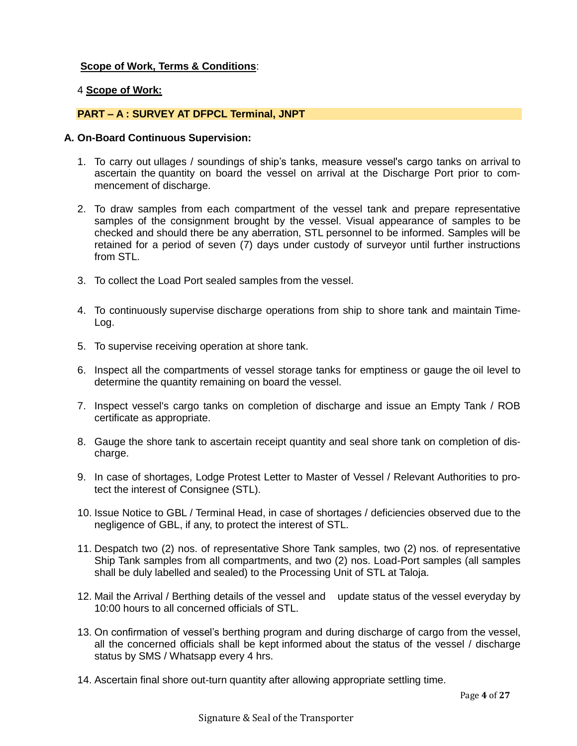**Scope of Work, Terms & Conditions**:

4 **Scope of Work:**

**PART – A : SURVEY AT DFPCL Terminal, JNPT**

**A. On-Board Continuous Supervision:**

1. To carry out ullages / soundings of ship's tanks, measure vessel's cargo tanks on arrival to ascertain the quantity on board the vessel on arrival at the Discharge Port prior to commencement of discharge.

2. To draw samples from each compartment of the vessel tank and prepare representative samples of the consignment brought by the vessel. Visual appearance of samples to be checked and should there be any aberration, STL personnel to be informed. Samples will be retained for a period of seven (7) days under custody of surveyor until further instructions from STL.

3. To collect the Load Port sealed samples from the vessel.

4. To continuously supervise discharge operations from ship to shore tank and maintain Time-Log.

5. To supervise receiving operation at shore tank.

6. Inspect all the compartments of vessel storage tanks for emptiness or gauge the oil level to determine the quantity remaining on board the vessel.

7. Inspect vessel's cargo tanks on completion of discharge and issue an Empty Tank / ROB certificate as appropriate.

8. Gauge the shore tank to ascertain receipt quantity and seal shore tank on completion of discharge.

9. In case of shortages, Lodge Protest Letter to Master of Vessel / Relevant Authorities to protect the interest of Consignee (STL).

10. Issue Notice to GBL / Terminal Head, in case of shortages / deficiencies observed due to the negligence of GBL, if any, to protect the interest of STL.

11. Despatch two (2) nos. of representative Shore Tank samples, two (2) nos. of representative Ship Tank samples from all compartments, and two (2) nos. Load-Port samples (all samples shall be duly labelled and sealed) to the Processing Unit of STL at Taloja.

12. Mail the Arrival / Berthing details of the vessel and update status of the vessel everyday by 10:00 hours to all concerned officials of STL.

13. On confirmation of vessel's berthing program and during discharge of cargo from the vessel, all the concerned officials shall be kept informed about the status of the vessel / discharge status by SMS / Whatsapp every 4 hrs.

14. Ascertain final shore out-turn quantity after allowing appropriate settling time.

Signature & Seal of the Transporter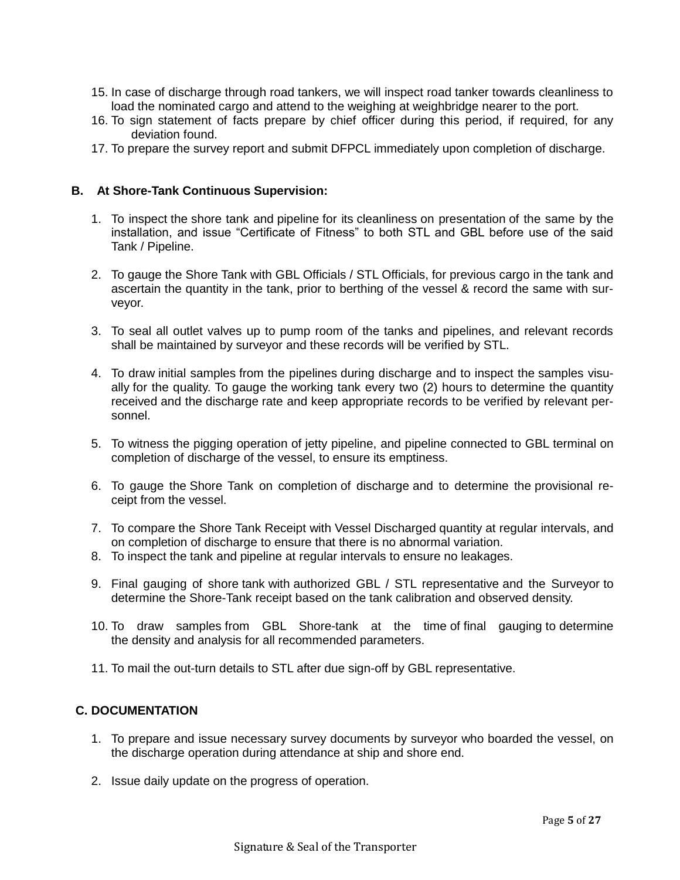15. In case of discharge through road tankers, we will inspect road tanker towards cleanliness to load the nominated cargo and attend to the weighing at weighbridge nearer to the port.
16. To sign statement of facts prepare by chief officer during this period, if required, for any deviation found.
17. To prepare the survey report and submit DFPCL immediately upon completion of discharge.

**B. At Shore-Tank Continuous Supervision:**

1. To inspect the shore tank and pipeline for its cleanliness on presentation of the same by the installation, and issue "Certificate of Fitness" to both STL and GBL before use of the said Tank / Pipeline.

2. To gauge the Shore Tank with GBL Officials / STL Officials, for previous cargo in the tank and ascertain the quantity in the tank, prior to berthing of the vessel & record the same with surveyor.

3. To seal all outlet valves up to pump room of the tanks and pipelines, and relevant records shall be maintained by surveyor and these records will be verified by STL.

4. To draw initial samples from the pipelines during discharge and to inspect the samples visually for the quality. To gauge the working tank every two (2) hours to determine the quantity received and the discharge rate and keep appropriate records to be verified by relevant personnel.

5. To witness the pigging operation of jetty pipeline, and pipeline connected to GBL terminal on completion of discharge of the vessel, to ensure its emptiness.

6. To gauge the Shore Tank on completion of discharge and to determine the provisional receipt from the vessel.

7. To compare the Shore Tank Receipt with Vessel Discharged quantity at regular intervals, and on completion of discharge to ensure that there is no abnormal variation.
8. To inspect the tank and pipeline at regular intervals to ensure no leakages.

9. Final gauging of shore tank with authorized GBL / STL representative and the Surveyor to determine the Shore-Tank receipt based on the tank calibration and observed density.

10. To draw samples from GBL Shore-tank at the time of final gauging to determine the density and analysis for all recommended parameters.

11. To mail the out-turn details to STL after due sign-off by GBL representative.

**C. DOCUMENTATION**

1. To prepare and issue necessary survey documents by surveyor who boarded the vessel, on the discharge operation during attendance at ship and shore end.

2. Issue daily update on the progress of operation.

Signature & Seal of the Transporter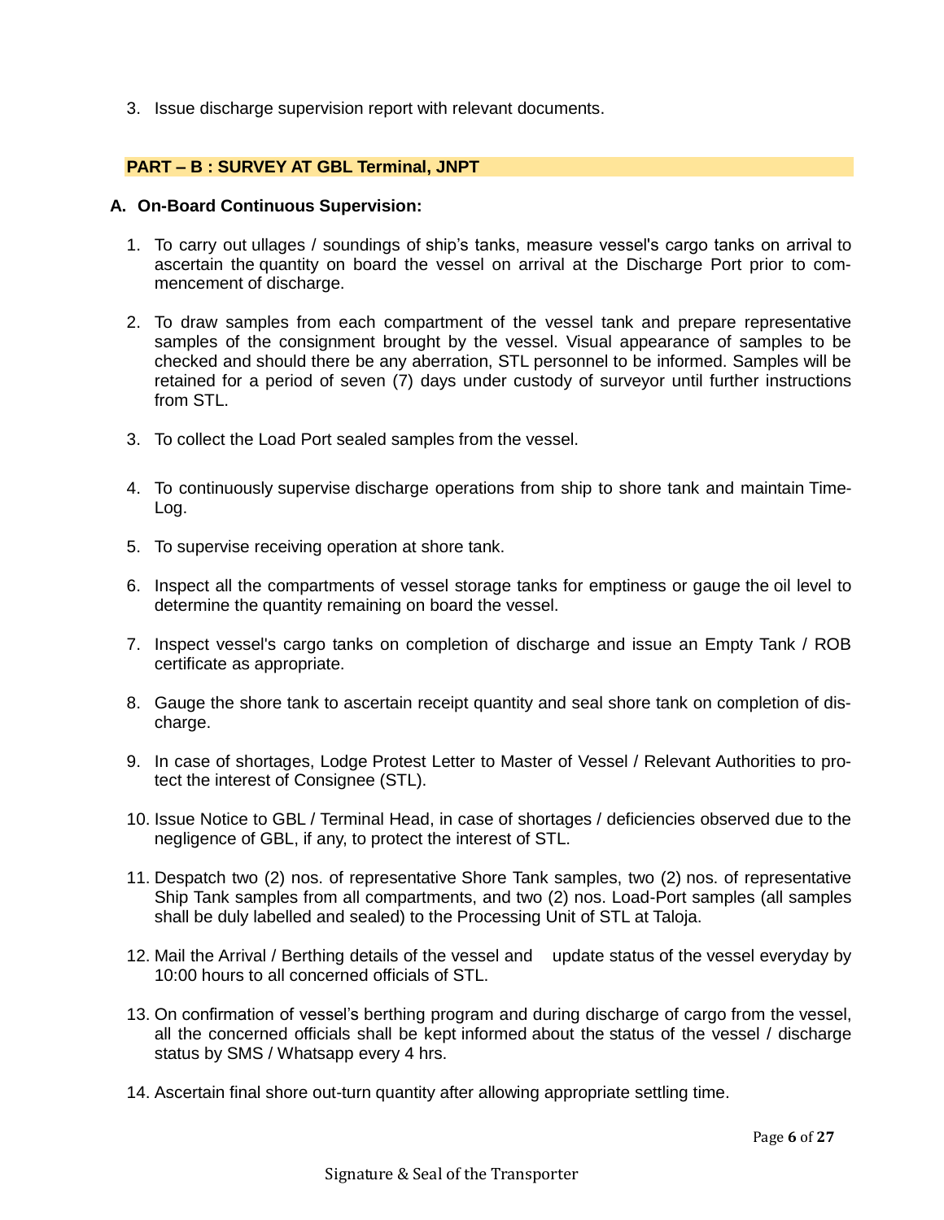3. Issue discharge supervision report with relevant documents.

## PART – B : SURVEY AT GBL Terminal, JNPT

### A. On-Board Continuous Supervision:

1. To carry out ullages / soundings of ship's tanks, measure vessel's cargo tanks on arrival to ascertain the quantity on board the vessel on arrival at the Discharge Port prior to commencement of discharge.

2. To draw samples from each compartment of the vessel tank and prepare representative samples of the consignment brought by the vessel. Visual appearance of samples to be checked and should there be any aberration, STL personnel to be informed. Samples will be retained for a period of seven (7) days under custody of surveyor until further instructions from STL.

3. To collect the Load Port sealed samples from the vessel.

4. To continuously supervise discharge operations from ship to shore tank and maintain Time-Log.

5. To supervise receiving operation at shore tank.

6. Inspect all the compartments of vessel storage tanks for emptiness or gauge the oil level to determine the quantity remaining on board the vessel.

7. Inspect vessel's cargo tanks on completion of discharge and issue an Empty Tank / ROB certificate as appropriate.

8. Gauge the shore tank to ascertain receipt quantity and seal shore tank on completion of discharge.

9. In case of shortages, Lodge Protest Letter to Master of Vessel / Relevant Authorities to protect the interest of Consignee (STL).

10. Issue Notice to GBL / Terminal Head, in case of shortages / deficiencies observed due to the negligence of GBL, if any, to protect the interest of STL.

11. Despatch two (2) nos. of representative Shore Tank samples, two (2) nos. of representative Ship Tank samples from all compartments, and two (2) nos. Load-Port samples (all samples shall be duly labelled and sealed) to the Processing Unit of STL at Taloja.

12. Mail the Arrival / Berthing details of the vessel and update status of the vessel everyday by 10:00 hours to all concerned officials of STL.

13. On confirmation of vessel's berthing program and during discharge of cargo from the vessel, all the concerned officials shall be kept informed about the status of the vessel / discharge status by SMS / Whatsapp every 4 hrs.

14. Ascertain final shore out-turn quantity after allowing appropriate settling time.

Signature & Seal of the Transporter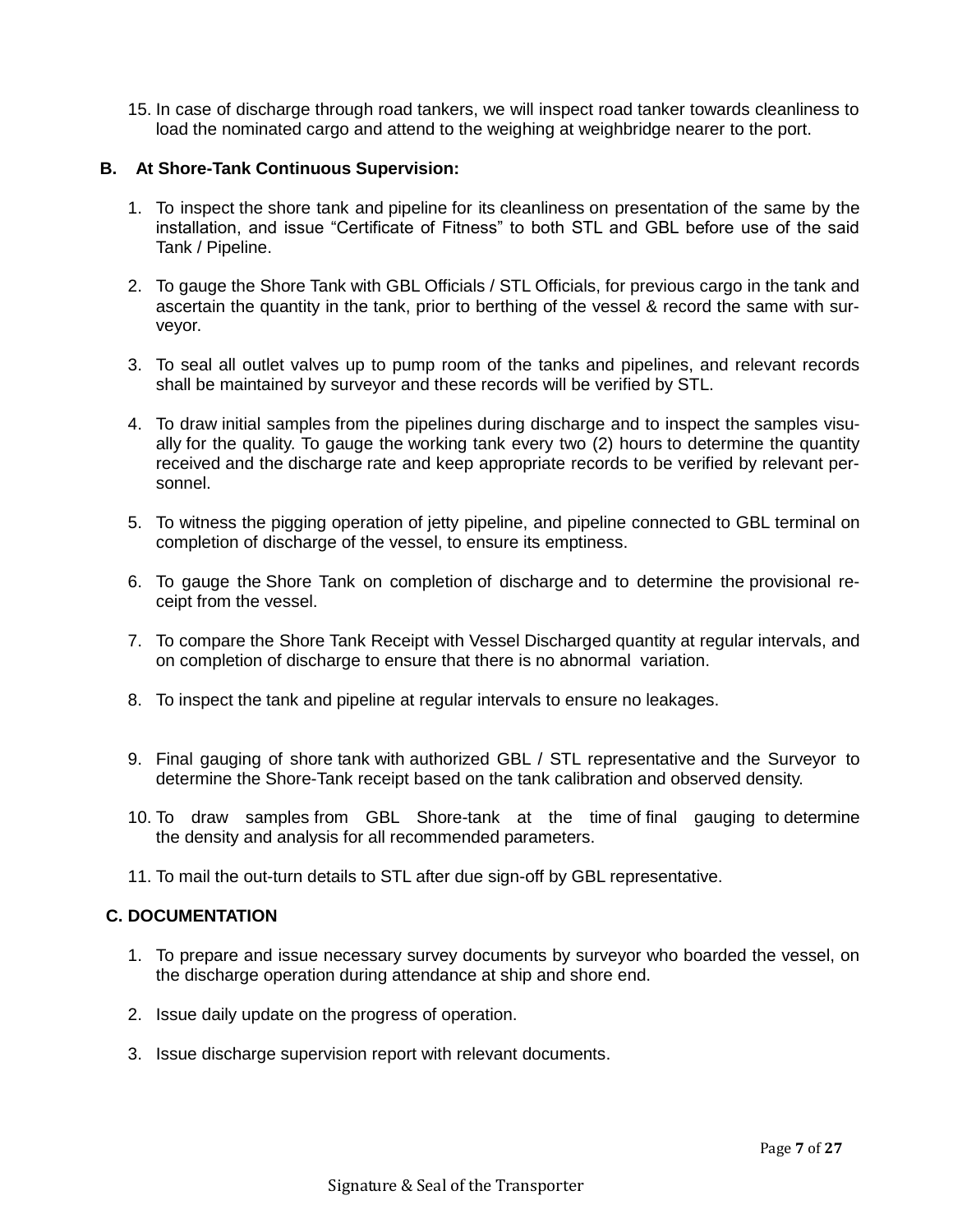15. In case of discharge through road tankers, we will inspect road tanker towards cleanliness to load the nominated cargo and attend to the weighing at weighbridge nearer to the port.

**B. At Shore-Tank Continuous Supervision:**

1. To inspect the shore tank and pipeline for its cleanliness on presentation of the same by the installation, and issue "Certificate of Fitness" to both STL and GBL before use of the said Tank / Pipeline.

2. To gauge the Shore Tank with GBL Officials / STL Officials, for previous cargo in the tank and ascertain the quantity in the tank, prior to berthing of the vessel & record the same with surveyor.

3. To seal all outlet valves up to pump room of the tanks and pipelines, and relevant records shall be maintained by surveyor and these records will be verified by STL.

4. To draw initial samples from the pipelines during discharge and to inspect the samples visually for the quality. To gauge the working tank every two (2) hours to determine the quantity received and the discharge rate and keep appropriate records to be verified by relevant personnel.

5. To witness the pigging operation of jetty pipeline, and pipeline connected to GBL terminal on completion of discharge of the vessel, to ensure its emptiness.

6. To gauge the Shore Tank on completion of discharge and to determine the provisional receipt from the vessel.

7. To compare the Shore Tank Receipt with Vessel Discharged quantity at regular intervals, and on completion of discharge to ensure that there is no abnormal variation.

8. To inspect the tank and pipeline at regular intervals to ensure no leakages.

9. Final gauging of shore tank with authorized GBL / STL representative and the Surveyor to determine the Shore-Tank receipt based on the tank calibration and observed density.

10. To draw samples from GBL Shore-tank at the time of final gauging to determine the density and analysis for all recommended parameters.

11. To mail the out-turn details to STL after due sign-off by GBL representative.

**C. DOCUMENTATION**

1. To prepare and issue necessary survey documents by surveyor who boarded the vessel, on the discharge operation during attendance at ship and shore end.

2. Issue daily update on the progress of operation.

3. Issue discharge supervision report with relevant documents.

Signature & Seal of the Transporter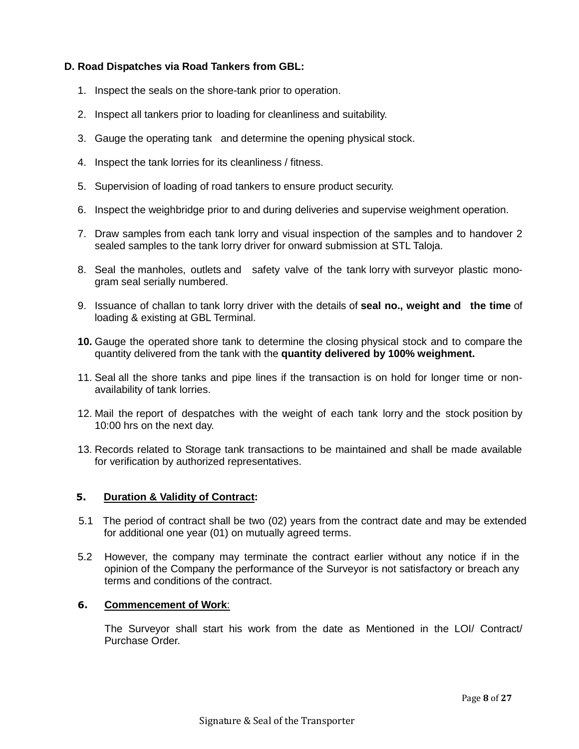**D. Road Dispatches via Road Tankers from GBL:**

1. Inspect the seals on the shore-tank prior to operation.

2. Inspect all tankers prior to loading for cleanliness and suitability.

3. Gauge the operating tank and determine the opening physical stock.

4. Inspect the tank lorries for its cleanliness / fitness.

5. Supervision of loading of road tankers to ensure product security.

6. Inspect the weighbridge prior to and during deliveries and supervise weighment operation.

7. Draw samples from each tank lorry and visual inspection of the samples and to handover 2 sealed samples to the tank lorry driver for onward submission at STL Taloja.

8. Seal the manholes, outlets and safety valve of the tank lorry with surveyor plastic mono-gram seal serially numbered.

9. Issuance of challan to tank lorry driver with the details of **seal no., weight and the time** of loading & existing at GBL Terminal.

10. Gauge the operated shore tank to determine the closing physical stock and to compare the quantity delivered from the tank with the **quantity delivered by 100% weighment.**

11. Seal all the shore tanks and pipe lines if the transaction is on hold for longer time or non-availability of tank lorries.

12. Mail the report of despatches with the weight of each tank lorry and the stock position by 10:00 hrs on the next day.

13. Records related to Storage tank transactions to be maintained and shall be made available for verification by authorized representatives.

## 5. Duration & Validity of Contract:

5.1 The period of contract shall be two (02) years from the contract date and may be extended for additional one year (01) on mutually agreed terms.

5.2 However, the company may terminate the contract earlier without any notice if in the opinion of the Company the performance of the Surveyor is not satisfactory or breach any terms and conditions of the contract.

## 6. Commencement of Work:

The Surveyor shall start his work from the date as Mentioned in the LOI/ Contract/ Purchase Order.

Signature & Seal of the Transporter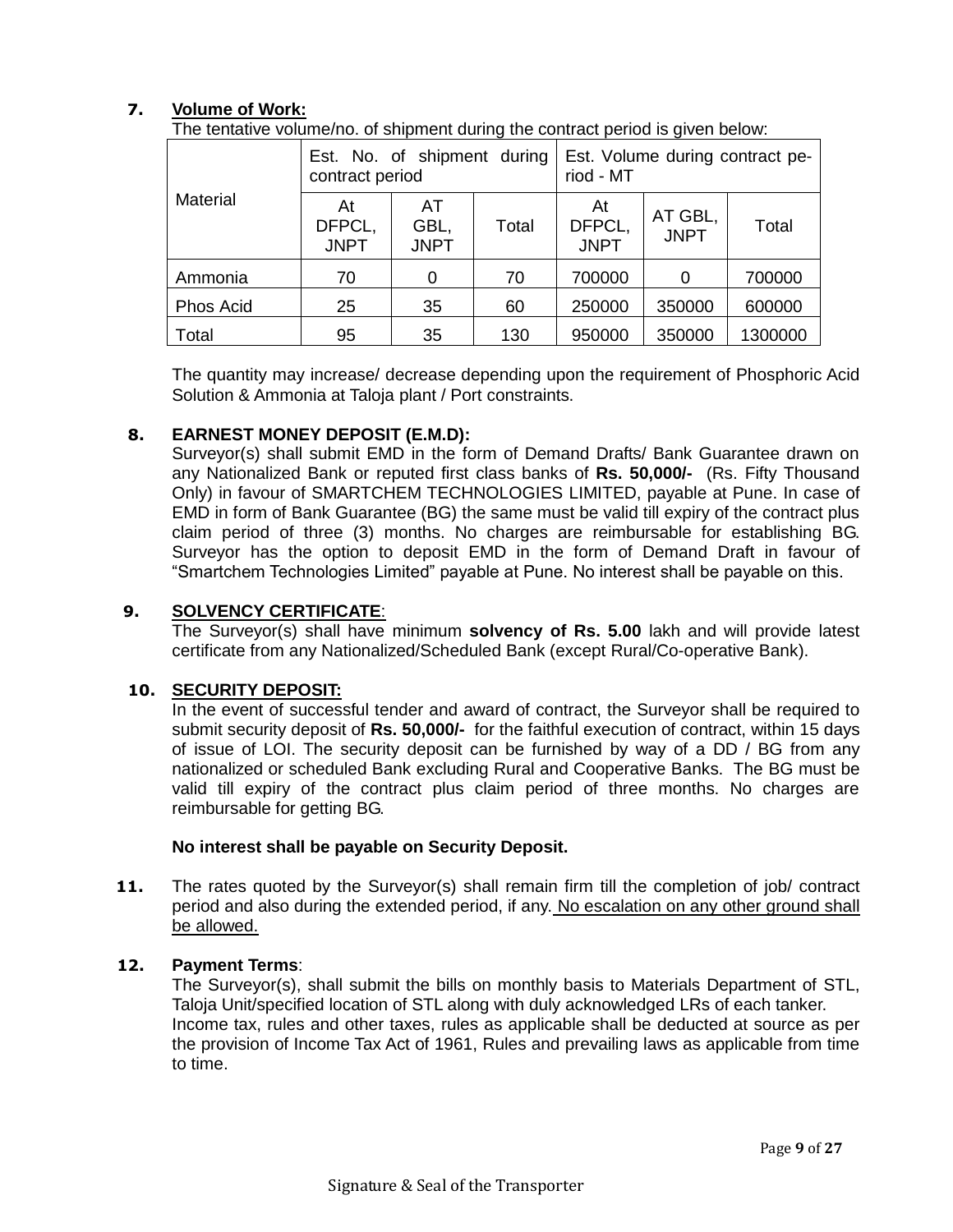**7. Volume of Work:**

The tentative volume/no. of shipment during the contract period is given below:

| Material | Est. No. of shipment during contract period | | | Est. Volume during contract period - MT | | |
|---|---|---|---|---|---|---|
| | At DFPCL, JNPT | AT GBL, JNPT | Total | At DFPCL, JNPT | AT GBL, JNPT | Total |
| Ammonia | 70 | 0 | 70 | 700000 | 0 | 700000 |
| Phos Acid | 25 | 35 | 60 | 250000 | 350000 | 600000 |
| Total | 95 | 35 | 130 | 950000 | 350000 | 1300000 |

The quantity may increase/ decrease depending upon the requirement of Phosphoric Acid Solution & Ammonia at Taloja plant / Port constraints.

**8. EARNEST MONEY DEPOSIT (E.M.D):**

Surveyor(s) shall submit EMD in the form of Demand Drafts/ Bank Guarantee drawn on any Nationalized Bank or reputed first class banks of **Rs. 50,000/-** (Rs. Fifty Thousand Only) in favour of SMARTCHEM TECHNOLOGIES LIMITED, payable at Pune. In case of EMD in form of Bank Guarantee (BG) the same must be valid till expiry of the contract plus claim period of three (3) months. No charges are reimbursable for establishing BG. Surveyor has the option to deposit EMD in the form of Demand Draft in favour of "Smartchem Technologies Limited" payable at Pune. No interest shall be payable on this.

**9. SOLVENCY CERTIFICATE:**

The Surveyor(s) shall have minimum **solvency of Rs. 5.00** lakh and will provide latest certificate from any Nationalized/Scheduled Bank (except Rural/Co-operative Bank).

**10. SECURITY DEPOSIT:**

In the event of successful tender and award of contract, the Surveyor shall be required to submit security deposit of **Rs. 50,000/-** for the faithful execution of contract, within 15 days of issue of LOI. The security deposit can be furnished by way of a DD / BG from any nationalized or scheduled Bank excluding Rural and Cooperative Banks. The BG must be valid till expiry of the contract plus claim period of three months. No charges are reimbursable for getting BG.

**No interest shall be payable on Security Deposit.**

**11.** The rates quoted by the Surveyor(s) shall remain firm till the completion of job/ contract period and also during the extended period, if any. No escalation on any other ground shall be allowed.

**12. Payment Terms:**

The Surveyor(s), shall submit the bills on monthly basis to Materials Department of STL, Taloja Unit/specified location of STL along with duly acknowledged LRs of each tanker.
Income tax, rules and other taxes, rules as applicable shall be deducted at source as per the provision of Income Tax Act of 1961, Rules and prevailing laws as applicable from time to time.

Signature & Seal of the Transporter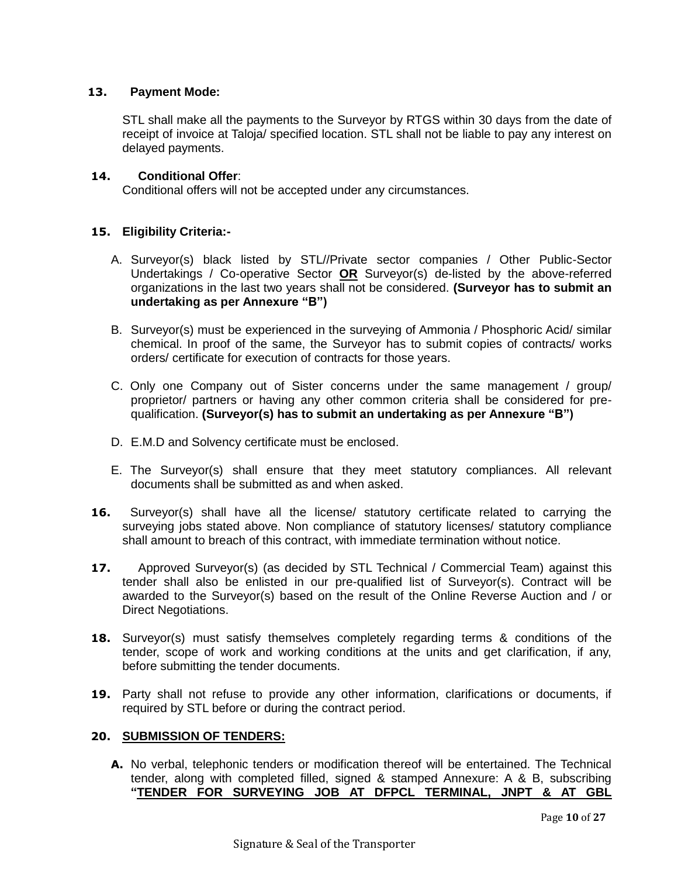**13. Payment Mode:**

STL shall make all the payments to the Surveyor by RTGS within 30 days from the date of receipt of invoice at Taloja/ specified location. STL shall not be liable to pay any interest on delayed payments.

**14. Conditional Offer**:
Conditional offers will not be accepted under any circumstances.

**15. Eligibility Criteria:-**

A. Surveyor(s) black listed by STL//Private sector companies / Other Public-Sector Undertakings / Co-operative Sector **OR** Surveyor(s) de-listed by the above-referred organizations in the last two years shall not be considered. **(Surveyor has to submit an undertaking as per Annexure "B")**

B. Surveyor(s) must be experienced in the surveying of Ammonia / Phosphoric Acid/ similar chemical. In proof of the same, the Surveyor has to submit copies of contracts/ works orders/ certificate for execution of contracts for those years.

C. Only one Company out of Sister concerns under the same management / group/ proprietor/ partners or having any other common criteria shall be considered for pre-qualification. **(Surveyor(s) has to submit an undertaking as per Annexure "B")**

D. E.M.D and Solvency certificate must be enclosed.

E. The Surveyor(s) shall ensure that they meet statutory compliances. All relevant documents shall be submitted as and when asked.

**16.** Surveyor(s) shall have all the license/ statutory certificate related to carrying the surveying jobs stated above. Non compliance of statutory licenses/ statutory compliance shall amount to breach of this contract, with immediate termination without notice.

**17.** Approved Surveyor(s) (as decided by STL Technical / Commercial Team) against this tender shall also be enlisted in our pre-qualified list of Surveyor(s). Contract will be awarded to the Surveyor(s) based on the result of the Online Reverse Auction and / or Direct Negotiations.

**18.** Surveyor(s) must satisfy themselves completely regarding terms & conditions of the tender, scope of work and working conditions at the units and get clarification, if any, before submitting the tender documents.

**19.** Party shall not refuse to provide any other information, clarifications or documents, if required by STL before or during the contract period.

**20. SUBMISSION OF TENDERS:**

**A.** No verbal, telephonic tenders or modification thereof will be entertained. The Technical tender, along with completed filled, signed & stamped Annexure: A & B, subscribing **"TENDER FOR SURVEYING JOB AT DFPCL TERMINAL, JNPT & AT GBL**

Signature & Seal of the Transporter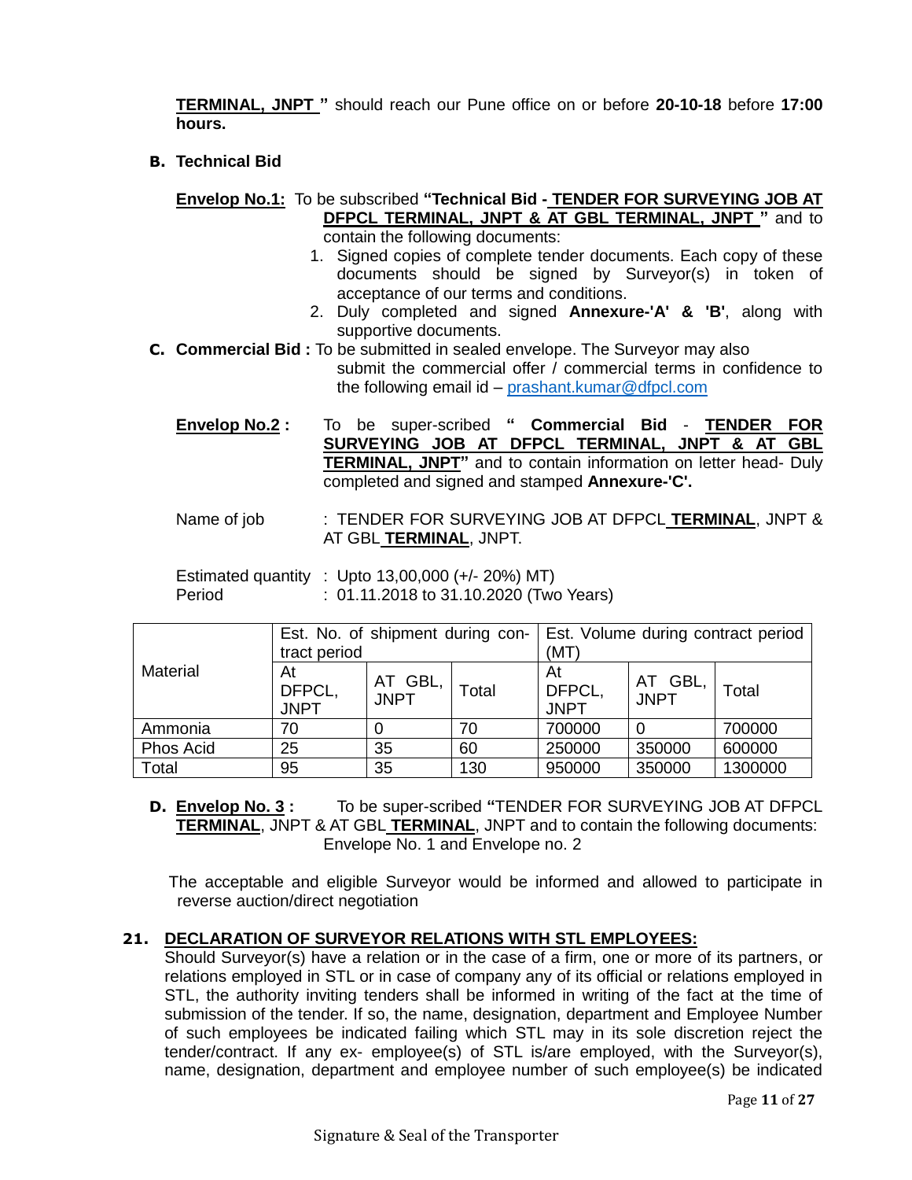**TERMINAL, JNPT "** should reach our Pune office on or before **20-10-18** before **17:00 hours.**

**B. Technical Bid**

**Envelop No.1:** To be subscribed **"Technical Bid - TENDER FOR SURVEYING JOB AT DFPCL TERMINAL, JNPT & AT GBL TERMINAL, JNPT "** and to contain the following documents:

1. Signed copies of complete tender documents. Each copy of these documents should be signed by Surveyor(s) in token of acceptance of our terms and conditions.
2. Duly completed and signed **Annexure-'A' & 'B'**, along with supportive documents.

**C. Commercial Bid :** To be submitted in sealed envelope. The Surveyor may also submit the commercial offer / commercial terms in confidence to the following email id – prashant.kumar@dfpcl.com

**Envelop No.2 :** To be super-scribed **" Commercial Bid - TENDER FOR SURVEYING JOB AT DFPCL TERMINAL, JNPT & AT GBL TERMINAL, JNPT"** and to contain information on letter head- Duly completed and signed and stamped **Annexure-'C'.**

Name of job : TENDER FOR SURVEYING JOB AT DFPCL **TERMINAL**, JNPT & AT GBL **TERMINAL**, JNPT.

Estimated quantity : Upto 13,00,000 (+/- 20%) MT)
Period : 01.11.2018 to 31.10.2020 (Two Years)

| Material | Est. No. of shipment during contract period | | | Est. Volume during contract period (MT) | | |
|---|---|---|---|---|---|---|
| | At DFPCL, JNPT | AT GBL, JNPT | Total | At DFPCL, JNPT | AT GBL, JNPT | Total |
| Ammonia | 70 | 0 | 70 | 700000 | 0 | 700000 |
| Phos Acid | 25 | 35 | 60 | 250000 | 350000 | 600000 |
| Total | 95 | 35 | 130 | 950000 | 350000 | 1300000 |

**D. Envelop No. 3 :** To be super-scribed **"**TENDER FOR SURVEYING JOB AT DFPCL **TERMINAL**, JNPT & AT GBL **TERMINAL**, JNPT and to contain the following documents: Envelope No. 1 and Envelope no. 2

The acceptable and eligible Surveyor would be informed and allowed to participate in reverse auction/direct negotiation

**21. DECLARATION OF SURVEYOR RELATIONS WITH STL EMPLOYEES:**

Should Surveyor(s) have a relation or in the case of a firm, one or more of its partners, or relations employed in STL or in case of company any of its official or relations employed in STL, the authority inviting tenders shall be informed in writing of the fact at the time of submission of the tender. If so, the name, designation, department and Employee Number of such employees be indicated failing which STL may in its sole discretion reject the tender/contract. If any ex- employee(s) of STL is/are employed, with the Surveyor(s), name, designation, department and employee number of such employee(s) be indicated

Signature & Seal of the Transporter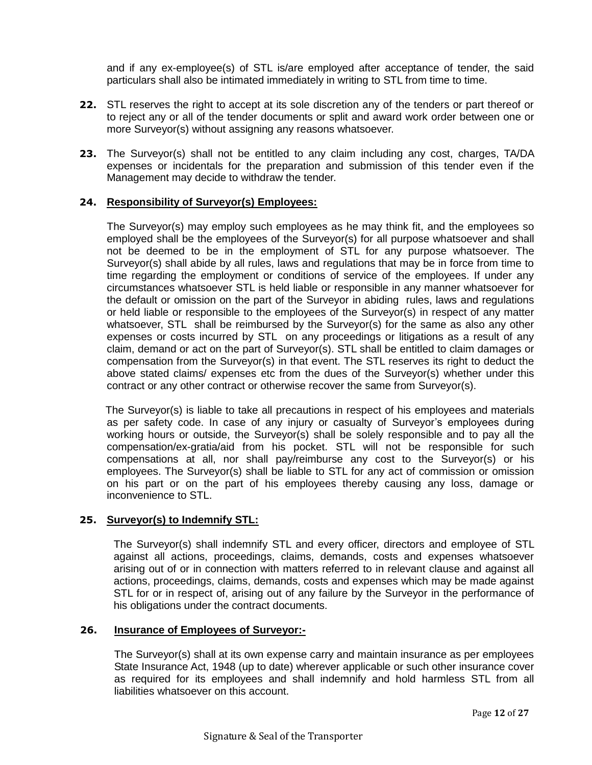and if any ex-employee(s) of STL is/are employed after acceptance of tender, the said particulars shall also be intimated immediately in writing to STL from time to time.

**22.** STL reserves the right to accept at its sole discretion any of the tenders or part thereof or to reject any or all of the tender documents or split and award work order between one or more Surveyor(s) without assigning any reasons whatsoever.

**23.** The Surveyor(s) shall not be entitled to any claim including any cost, charges, TA/DA expenses or incidentals for the preparation and submission of this tender even if the Management may decide to withdraw the tender.

**24. Responsibility of Surveyor(s) Employees:**

The Surveyor(s) may employ such employees as he may think fit, and the employees so employed shall be the employees of the Surveyor(s) for all purpose whatsoever and shall not be deemed to be in the employment of STL for any purpose whatsoever. The Surveyor(s) shall abide by all rules, laws and regulations that may be in force from time to time regarding the employment or conditions of service of the employees. If under any circumstances whatsoever STL is held liable or responsible in any manner whatsoever for the default or omission on the part of the Surveyor in abiding rules, laws and regulations or held liable or responsible to the employees of the Surveyor(s) in respect of any matter whatsoever, STL shall be reimbursed by the Surveyor(s) for the same as also any other expenses or costs incurred by STL on any proceedings or litigations as a result of any claim, demand or act on the part of Surveyor(s). STL shall be entitled to claim damages or compensation from the Surveyor(s) in that event. The STL reserves its right to deduct the above stated claims/ expenses etc from the dues of the Surveyor(s) whether under this contract or any other contract or otherwise recover the same from Surveyor(s).

The Surveyor(s) is liable to take all precautions in respect of his employees and materials as per safety code. In case of any injury or casualty of Surveyor's employees during working hours or outside, the Surveyor(s) shall be solely responsible and to pay all the compensation/ex-gratia/aid from his pocket. STL will not be responsible for such compensations at all, nor shall pay/reimburse any cost to the Surveyor(s) or his employees. The Surveyor(s) shall be liable to STL for any act of commission or omission on his part or on the part of his employees thereby causing any loss, damage or inconvenience to STL.

**25. Surveyor(s) to Indemnify STL:**

The Surveyor(s) shall indemnify STL and every officer, directors and employee of STL against all actions, proceedings, claims, demands, costs and expenses whatsoever arising out of or in connection with matters referred to in relevant clause and against all actions, proceedings, claims, demands, costs and expenses which may be made against STL for or in respect of, arising out of any failure by the Surveyor in the performance of his obligations under the contract documents.

**26. Insurance of Employees of Surveyor:-**

The Surveyor(s) shall at its own expense carry and maintain insurance as per employees State Insurance Act, 1948 (up to date) wherever applicable or such other insurance cover as required for its employees and shall indemnify and hold harmless STL from all liabilities whatsoever on this account.

Signature & Seal of the Transporter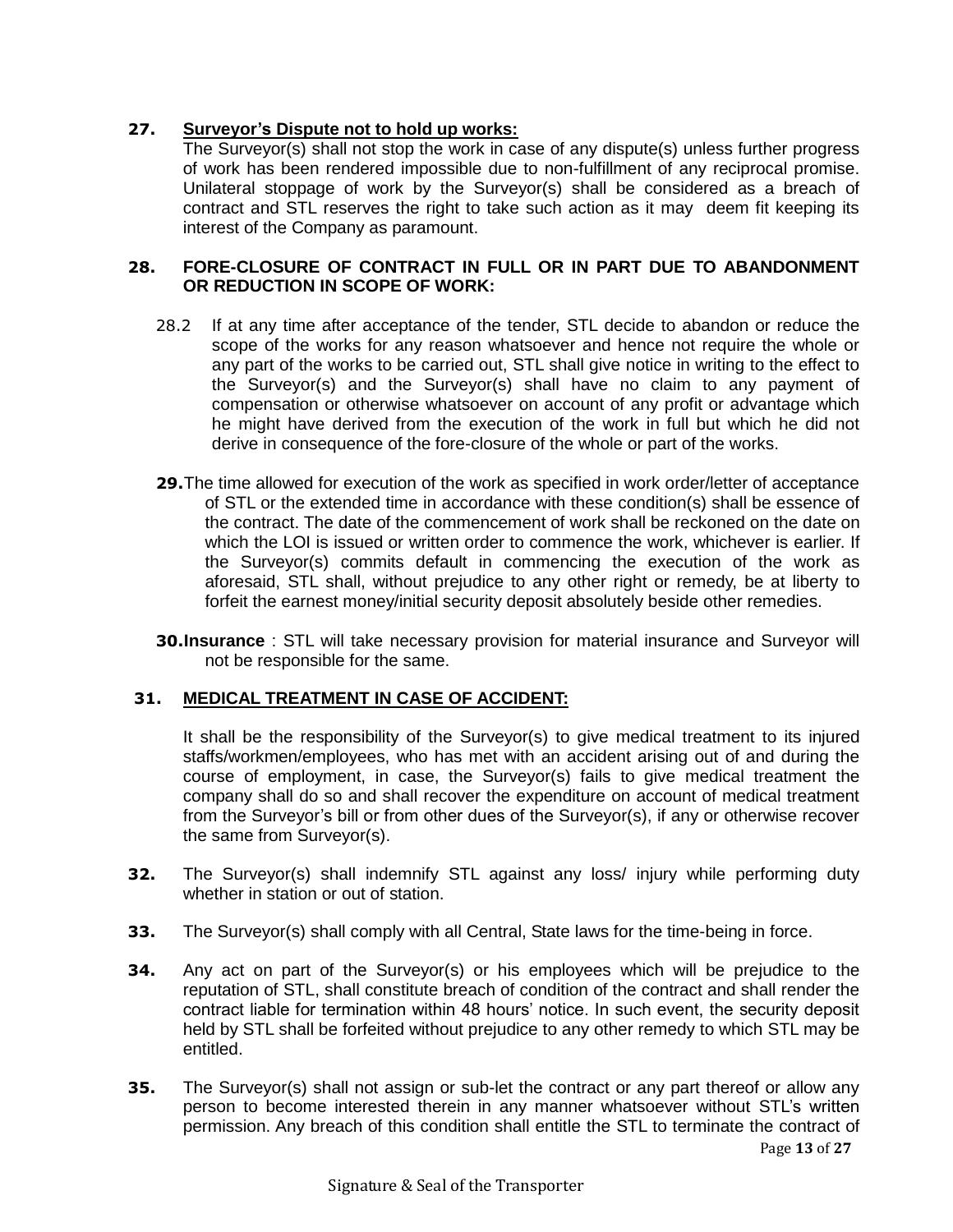**27.** **Surveyor's Dispute not to hold up works:**

The Surveyor(s) shall not stop the work in case of any dispute(s) unless further progress of work has been rendered impossible due to non-fulfillment of any reciprocal promise. Unilateral stoppage of work by the Surveyor(s) shall be considered as a breach of contract and STL reserves the right to take such action as it may deem fit keeping its interest of the Company as paramount.

**28.** **FORE-CLOSURE OF CONTRACT IN FULL OR IN PART DUE TO ABANDONMENT OR REDUCTION IN SCOPE OF WORK:**

28.2 If at any time after acceptance of the tender, STL decide to abandon or reduce the scope of the works for any reason whatsoever and hence not require the whole or any part of the works to be carried out, STL shall give notice in writing to the effect to the Surveyor(s) and the Surveyor(s) shall have no claim to any payment of compensation or otherwise whatsoever on account of any profit or advantage which he might have derived from the execution of the work in full but which he did not derive in consequence of the fore-closure of the whole or part of the works.

**29.** The time allowed for execution of the work as specified in work order/letter of acceptance of STL or the extended time in accordance with these condition(s) shall be essence of the contract. The date of the commencement of work shall be reckoned on the date on which the LOI is issued or written order to commence the work, whichever is earlier. If the Surveyor(s) commits default in commencing the execution of the work as aforesaid, STL shall, without prejudice to any other right or remedy, be at liberty to forfeit the earnest money/initial security deposit absolutely beside other remedies.

**30.** **Insurance** : STL will take necessary provision for material insurance and Surveyor will not be responsible for the same.

**31.** **MEDICAL TREATMENT IN CASE OF ACCIDENT:**

It shall be the responsibility of the Surveyor(s) to give medical treatment to its injured staffs/workmen/employees, who has met with an accident arising out of and during the course of employment, in case, the Surveyor(s) fails to give medical treatment the company shall do so and shall recover the expenditure on account of medical treatment from the Surveyor's bill or from other dues of the Surveyor(s), if any or otherwise recover the same from Surveyor(s).

**32.** The Surveyor(s) shall indemnify STL against any loss/ injury while performing duty whether in station or out of station.

**33.** The Surveyor(s) shall comply with all Central, State laws for the time-being in force.

**34.** Any act on part of the Surveyor(s) or his employees which will be prejudice to the reputation of STL, shall constitute breach of condition of the contract and shall render the contract liable for termination within 48 hours' notice. In such event, the security deposit held by STL shall be forfeited without prejudice to any other remedy to which STL may be entitled.

**35.** The Surveyor(s) shall not assign or sub-let the contract or any part thereof or allow any person to become interested therein in any manner whatsoever without STL's written permission. Any breach of this condition shall entitle the STL to terminate the contract of

Signature & Seal of the Transporter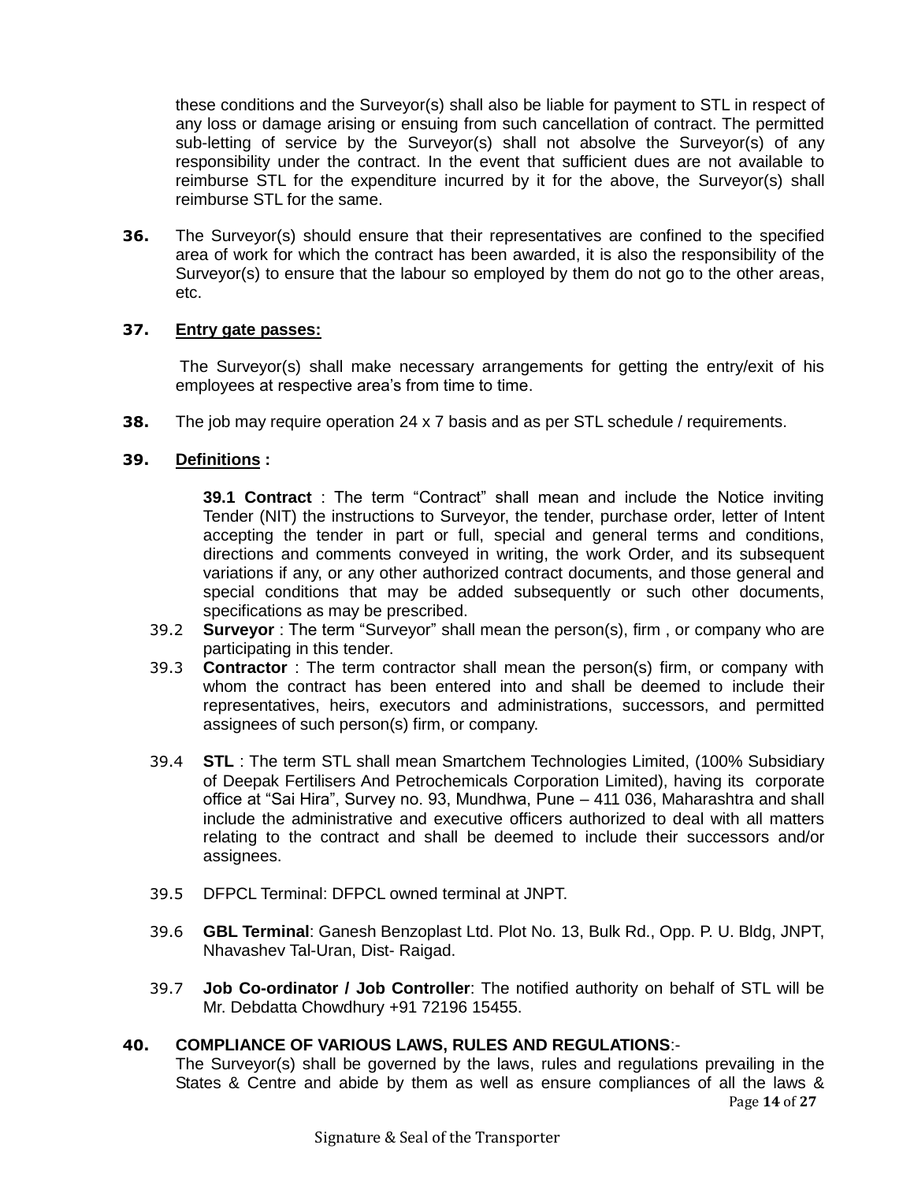these conditions and the Surveyor(s) shall also be liable for payment to STL in respect of any loss or damage arising or ensuing from such cancellation of contract. The permitted sub-letting of service by the Surveyor(s) shall not absolve the Surveyor(s) of any responsibility under the contract. In the event that sufficient dues are not available to reimburse STL for the expenditure incurred by it for the above, the Surveyor(s) shall reimburse STL for the same.

**36.** The Surveyor(s) should ensure that their representatives are confined to the specified area of work for which the contract has been awarded, it is also the responsibility of the Surveyor(s) to ensure that the labour so employed by them do not go to the other areas, etc.

**37.** **Entry gate passes:**

The Surveyor(s) shall make necessary arrangements for getting the entry/exit of his employees at respective area's from time to time.

**38.** The job may require operation 24 x 7 basis and as per STL schedule / requirements.

**39.** **Definitions :**

**39.1 Contract** : The term "Contract" shall mean and include the Notice inviting Tender (NIT) the instructions to Surveyor, the tender, purchase order, letter of Intent accepting the tender in part or full, special and general terms and conditions, directions and comments conveyed in writing, the work Order, and its subsequent variations if any, or any other authorized contract documents, and those general and special conditions that may be added subsequently or such other documents, specifications as may be prescribed.

39.2 **Surveyor** : The term "Surveyor" shall mean the person(s), firm , or company who are participating in this tender.

39.3 **Contractor** : The term contractor shall mean the person(s) firm, or company with whom the contract has been entered into and shall be deemed to include their representatives, heirs, executors and administrations, successors, and permitted assignees of such person(s) firm, or company.

39.4 **STL** : The term STL shall mean Smartchem Technologies Limited, (100% Subsidiary of Deepak Fertilisers And Petrochemicals Corporation Limited), having its corporate office at "Sai Hira", Survey no. 93, Mundhwa, Pune – 411 036, Maharashtra and shall include the administrative and executive officers authorized to deal with all matters relating to the contract and shall be deemed to include their successors and/or assignees.

39.5 DFPCL Terminal: DFPCL owned terminal at JNPT.

39.6 **GBL Terminal**: Ganesh Benzoplast Ltd. Plot No. 13, Bulk Rd., Opp. P. U. Bldg, JNPT, Nhavashev Tal-Uran, Dist- Raigad.

39.7 **Job Co-ordinator / Job Controller**: The notified authority on behalf of STL will be Mr. Debdatta Chowdhury +91 72196 15455.

**40.** **COMPLIANCE OF VARIOUS LAWS, RULES AND REGULATIONS**:-
The Surveyor(s) shall be governed by the laws, rules and regulations prevailing in the States & Centre and abide by them as well as ensure compliances of all the laws &

Signature & Seal of the Transporter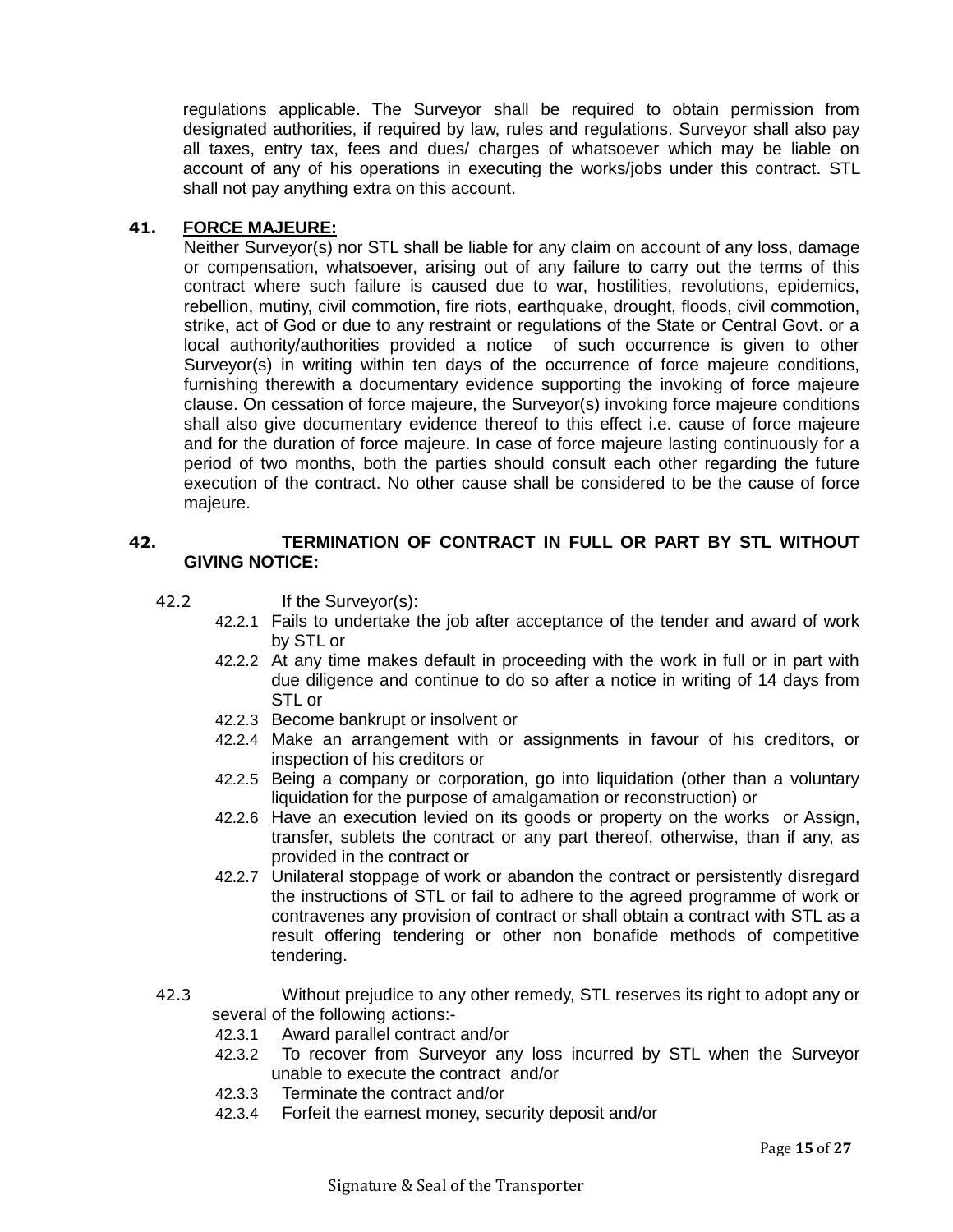regulations applicable. The Surveyor shall be required to obtain permission from designated authorities, if required by law, rules and regulations. Surveyor shall also pay all taxes, entry tax, fees and dues/ charges of whatsoever which may be liable on account of any of his operations in executing the works/jobs under this contract. STL shall not pay anything extra on this account.

**41. FORCE MAJEURE:**

Neither Surveyor(s) nor STL shall be liable for any claim on account of any loss, damage or compensation, whatsoever, arising out of any failure to carry out the terms of this contract where such failure is caused due to war, hostilities, revolutions, epidemics, rebellion, mutiny, civil commotion, fire riots, earthquake, drought, floods, civil commotion, strike, act of God or due to any restraint or regulations of the State or Central Govt. or a local authority/authorities provided a notice of such occurrence is given to other Surveyor(s) in writing within ten days of the occurrence of force majeure conditions, furnishing therewith a documentary evidence supporting the invoking of force majeure clause. On cessation of force majeure, the Surveyor(s) invoking force majeure conditions shall also give documentary evidence thereof to this effect i.e. cause of force majeure and for the duration of force majeure. In case of force majeure lasting continuously for a period of two months, both the parties should consult each other regarding the future execution of the contract. No other cause shall be considered to be the cause of force majeure.

**42. TERMINATION OF CONTRACT IN FULL OR PART BY STL WITHOUT GIVING NOTICE:**

42.2 If the Surveyor(s):

- 42.2.1 Fails to undertake the job after acceptance of the tender and award of work by STL or
- 42.2.2 At any time makes default in proceeding with the work in full or in part with due diligence and continue to do so after a notice in writing of 14 days from STL or
- 42.2.3 Become bankrupt or insolvent or
- 42.2.4 Make an arrangement with or assignments in favour of his creditors, or inspection of his creditors or
- 42.2.5 Being a company or corporation, go into liquidation (other than a voluntary liquidation for the purpose of amalgamation or reconstruction) or
- 42.2.6 Have an execution levied on its goods or property on the works or Assign, transfer, sublets the contract or any part thereof, otherwise, than if any, as provided in the contract or
- 42.2.7 Unilateral stoppage of work or abandon the contract or persistently disregard the instructions of STL or fail to adhere to the agreed programme of work or contravenes any provision of contract or shall obtain a contract with STL as a result offering tendering or other non bonafide methods of competitive tendering.

42.3 Without prejudice to any other remedy, STL reserves its right to adopt any or several of the following actions:-

- 42.3.1 Award parallel contract and/or
- 42.3.2 To recover from Surveyor any loss incurred by STL when the Surveyor unable to execute the contract and/or
- 42.3.3 Terminate the contract and/or
- 42.3.4 Forfeit the earnest money, security deposit and/or

Signature & Seal of the Transporter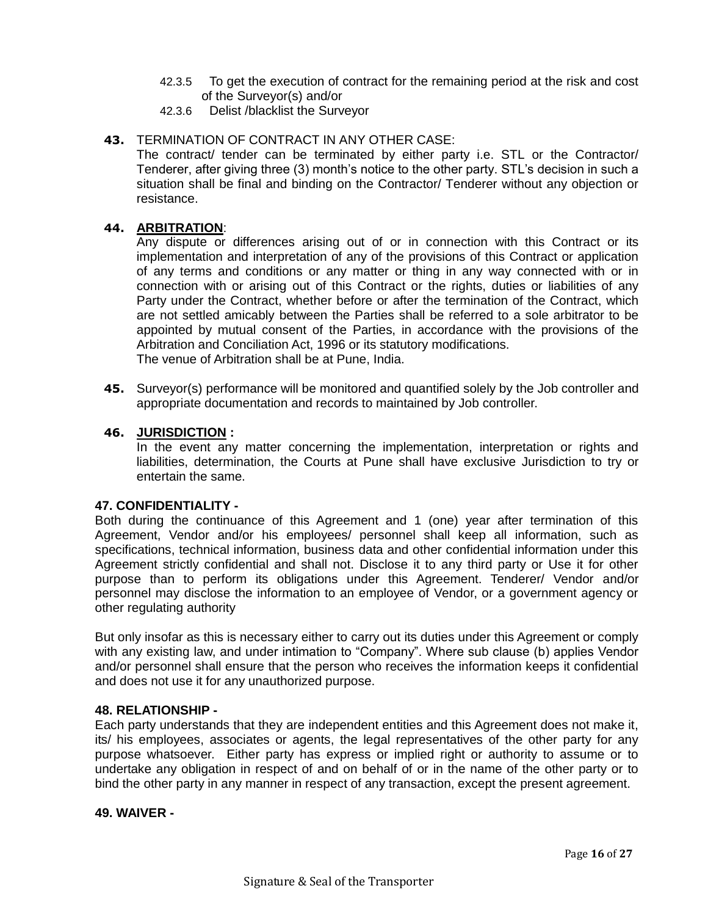42.3.5 To get the execution of contract for the remaining period at the risk and cost of the Surveyor(s) and/or

42.3.6 Delist /blacklist the Surveyor

**43.** TERMINATION OF CONTRACT IN ANY OTHER CASE:
The contract/ tender can be terminated by either party i.e. STL or the Contractor/ Tenderer, after giving three (3) month's notice to the other party. STL's decision in such a situation shall be final and binding on the Contractor/ Tenderer without any objection or resistance.

**44.** **ARBITRATION**:
Any dispute or differences arising out of or in connection with this Contract or its implementation and interpretation of any of the provisions of this Contract or application of any terms and conditions or any matter or thing in any way connected with or in connection with or arising out of this Contract or the rights, duties or liabilities of any Party under the Contract, whether before or after the termination of the Contract, which are not settled amicably between the Parties shall be referred to a sole arbitrator to be appointed by mutual consent of the Parties, in accordance with the provisions of the Arbitration and Conciliation Act, 1996 or its statutory modifications.
The venue of Arbitration shall be at Pune, India.

**45.** Surveyor(s) performance will be monitored and quantified solely by the Job controller and appropriate documentation and records to maintained by Job controller.

**46.** **JURISDICTION :**
In the event any matter concerning the implementation, interpretation or rights and liabilities, determination, the Courts at Pune shall have exclusive Jurisdiction to try or entertain the same.

**47. CONFIDENTIALITY -**
Both during the continuance of this Agreement and 1 (one) year after termination of this Agreement, Vendor and/or his employees/ personnel shall keep all information, such as specifications, technical information, business data and other confidential information under this Agreement strictly confidential and shall not. Disclose it to any third party or Use it for other purpose than to perform its obligations under this Agreement. Tenderer/ Vendor and/or personnel may disclose the information to an employee of Vendor, or a government agency or other regulating authority

But only insofar as this is necessary either to carry out its duties under this Agreement or comply with any existing law, and under intimation to "Company". Where sub clause (b) applies Vendor and/or personnel shall ensure that the person who receives the information keeps it confidential and does not use it for any unauthorized purpose.

**48. RELATIONSHIP -**
Each party understands that they are independent entities and this Agreement does not make it, its/ his employees, associates or agents, the legal representatives of the other party for any purpose whatsoever. Either party has express or implied right or authority to assume or to undertake any obligation in respect of and on behalf of or in the name of the other party or to bind the other party in any manner in respect of any transaction, except the present agreement.

**49. WAIVER -**

Signature & Seal of the Transporter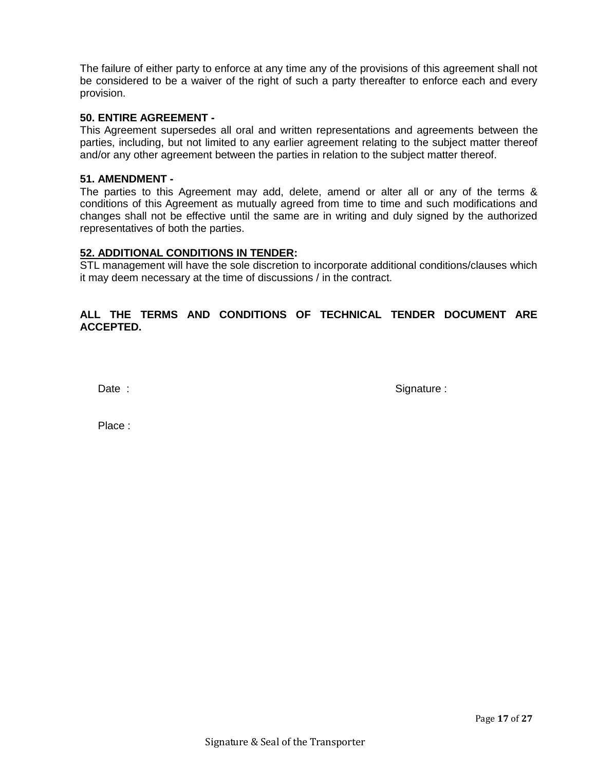The failure of either party to enforce at any time any of the provisions of this agreement shall not be considered to be a waiver of the right of such a party thereafter to enforce each and every provision.

**50. ENTIRE AGREEMENT -**

This Agreement supersedes all oral and written representations and agreements between the parties, including, but not limited to any earlier agreement relating to the subject matter thereof and/or any other agreement between the parties in relation to the subject matter thereof.

**51. AMENDMENT -**

The parties to this Agreement may add, delete, amend or alter all or any of the terms & conditions of this Agreement as mutually agreed from time to time and such modifications and changes shall not be effective until the same are in writing and duly signed by the authorized representatives of both the parties.

**52. ADDITIONAL CONDITIONS IN TENDER:**

STL management will have the sole discretion to incorporate additional conditions/clauses which it may deem necessary at the time of discussions / in the contract.

**ALL THE TERMS AND CONDITIONS OF TECHNICAL TENDER DOCUMENT ARE ACCEPTED.**

Date :

Signature :

Place :

Signature & Seal of the Transporter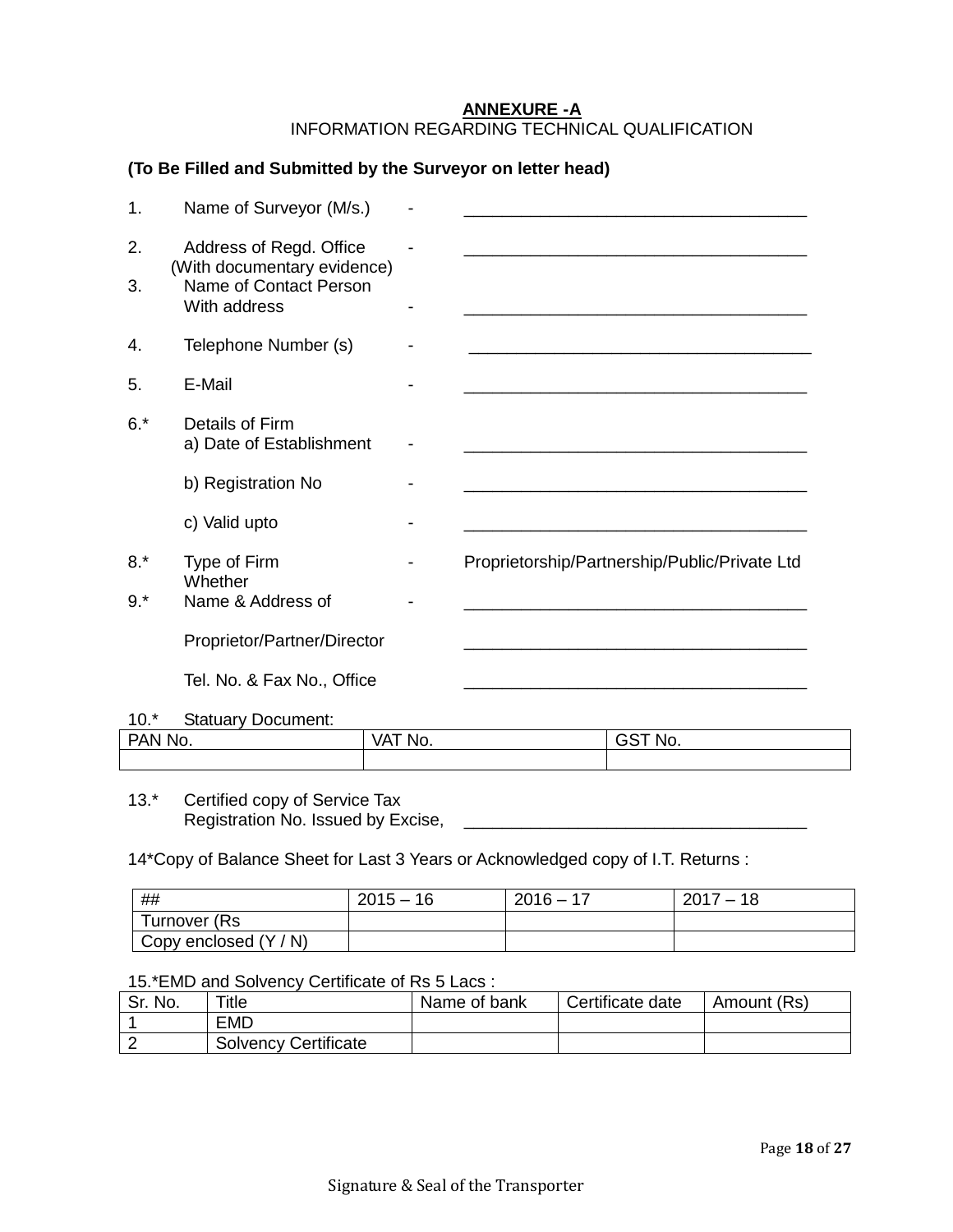**ANNEXURE -A**

INFORMATION REGARDING TECHNICAL QUALIFICATION

**(To Be Filled and Submitted by the Surveyor on letter head)**

1. Name of Surveyor (M/s.) - ____________________________________

2. Address of Regd. Office - ____________________________________
   (With documentary evidence)

3. Name of Contact Person
   With address - ____________________________________

4. Telephone Number (s) - ____________________________________

5. E-Mail - ____________________________________

6.* Details of Firm
   a) Date of Establishment - ____________________________________

   b) Registration No - ____________________________________

   c) Valid upto - ____________________________________

8.* Type of Firm - Proprietorship/Partnership/Public/Private Ltd
   Whether

9.* Name & Address of - ____________________________________

   Proprietor/Partner/Director ____________________________________

   Tel. No. & Fax No., Office ____________________________________

10.* Statuary Document:

| PAN No. | VAT No. | GST No. |
|---|---|---|
| | | |

13.* Certified copy of Service Tax
   Registration No. Issued by Excise, ____________________________________

14*Copy of Balance Sheet for Last 3 Years or Acknowledged copy of I.T. Returns :

| ## | 2015 – 16 | 2016 – 17 | 2017 – 18 |
|---|---|---|---|
| Turnover (Rs | | | |
| Copy enclosed (Y / N) | | | |

15.*EMD and Solvency Certificate of Rs 5 Lacs :

| Sr. No. | Title | Name of bank | Certificate date | Amount (Rs) |
|---|---|---|---|---|
| 1 | EMD | | | |
| 2 | Solvency Certificate | | | |

Signature & Seal of the Transporter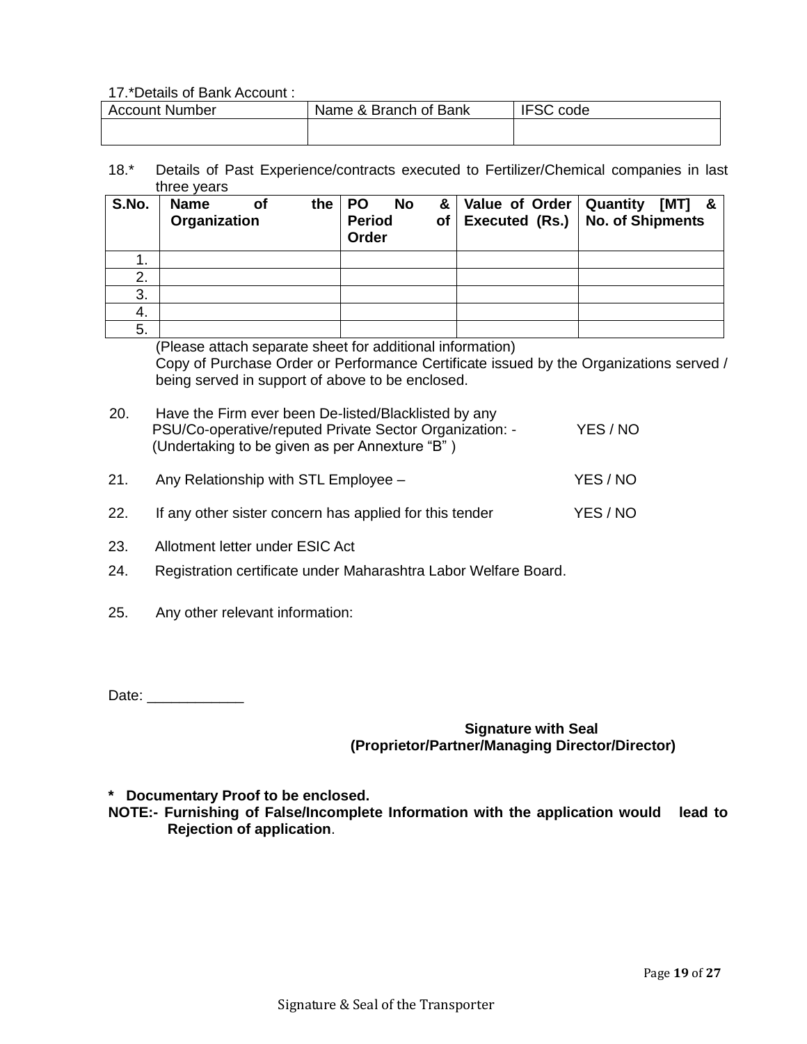17.*Details of Bank Account :

| Account Number | Name & Branch of Bank | IFSC code |
|---|---|---|
| | | |

18.* Details of Past Experience/contracts executed to Fertilizer/Chemical companies in last three years

| **S.No.** | **Name of the Organization** | **PO No & Period of Order** | **Value of Order Executed (Rs.)** | **Quantity [MT] & No. of Shipments** |
|---|---|---|---|---|
| 1. | | | | |
| 2. | | | | |
| 3. | | | | |
| 4. | | | | |
| 5. | | | | |

(Please attach separate sheet for additional information)
Copy of Purchase Order or Performance Certificate issued by the Organizations served / being served in support of above to be enclosed.

20. Have the Firm ever been De-listed/Blacklisted by any PSU/Co-operative/reputed Private Sector Organization: - YES / NO
(Undertaking to be given as per Annexure "B" )

21. Any Relationship with STL Employee – YES / NO

22. If any other sister concern has applied for this tender YES / NO

23. Allotment letter under ESIC Act

24. Registration certificate under Maharashtra Labor Welfare Board.

25. Any other relevant information:

Date: ____________

**Signature with Seal**
**(Proprietor/Partner/Managing Director/Director)**

**\* Documentary Proof to be enclosed.**
**NOTE:- Furnishing of False/Incomplete Information with the application would lead to Rejection of application**.

Signature & Seal of the Transporter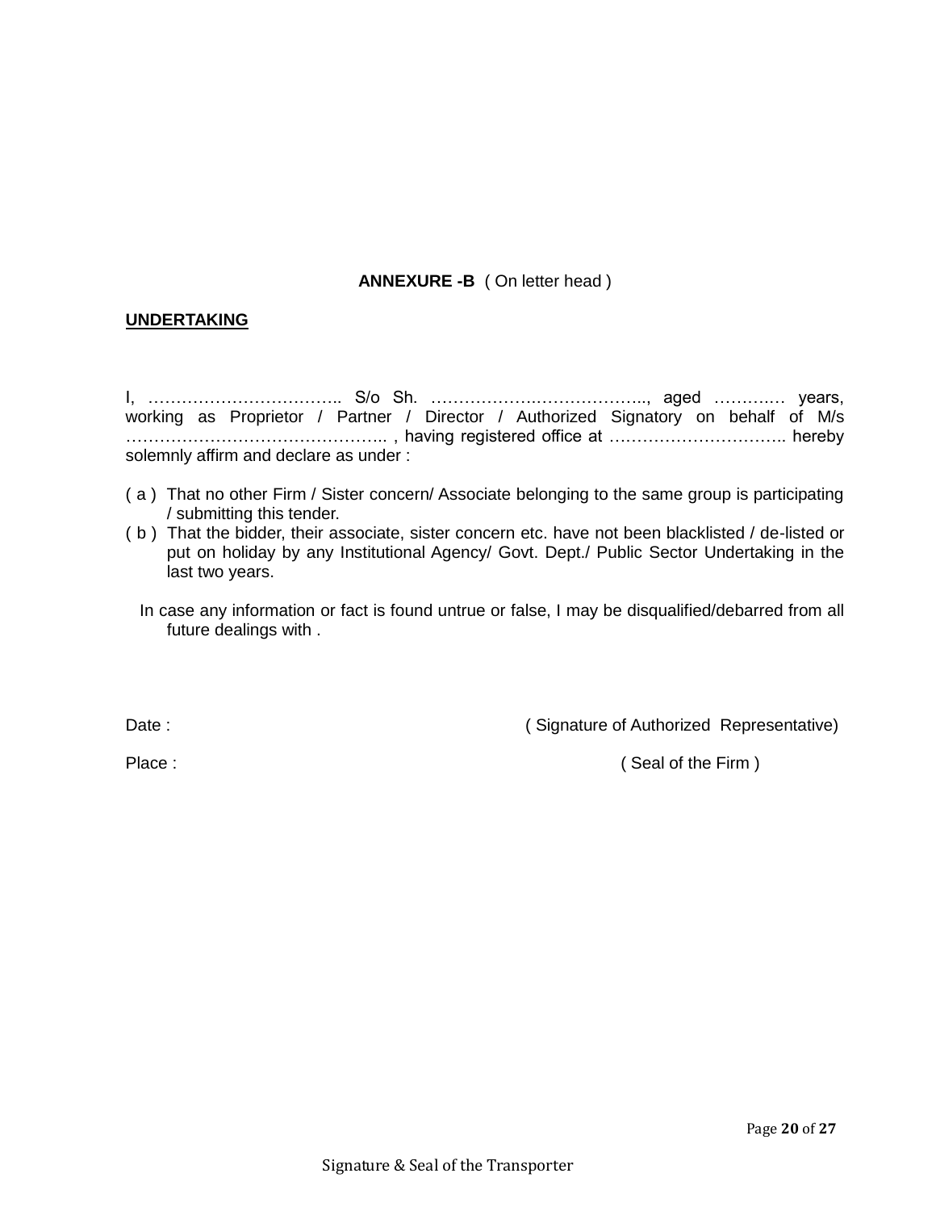**ANNEXURE -B** ( On letter head )

**UNDERTAKING**

I, …………………………….. S/o Sh. …………………..………………., aged ……….… years, working as Proprietor / Partner / Director / Authorized Signatory on behalf of M/s ……………………………………….. , having registered office at ………………………….. hereby solemnly affirm and declare as under :

( a ) That no other Firm / Sister concern/ Associate belonging to the same group is participating / submitting this tender.

( b ) That the bidder, their associate, sister concern etc. have not been blacklisted / de-listed or put on holiday by any Institutional Agency/ Govt. Dept./ Public Sector Undertaking in the last two years.

In case any information or fact is found untrue or false, I may be disqualified/debarred from all future dealings with .

Date : ( Signature of Authorized Representative)

Place : ( Seal of the Firm )

Signature & Seal of the Transporter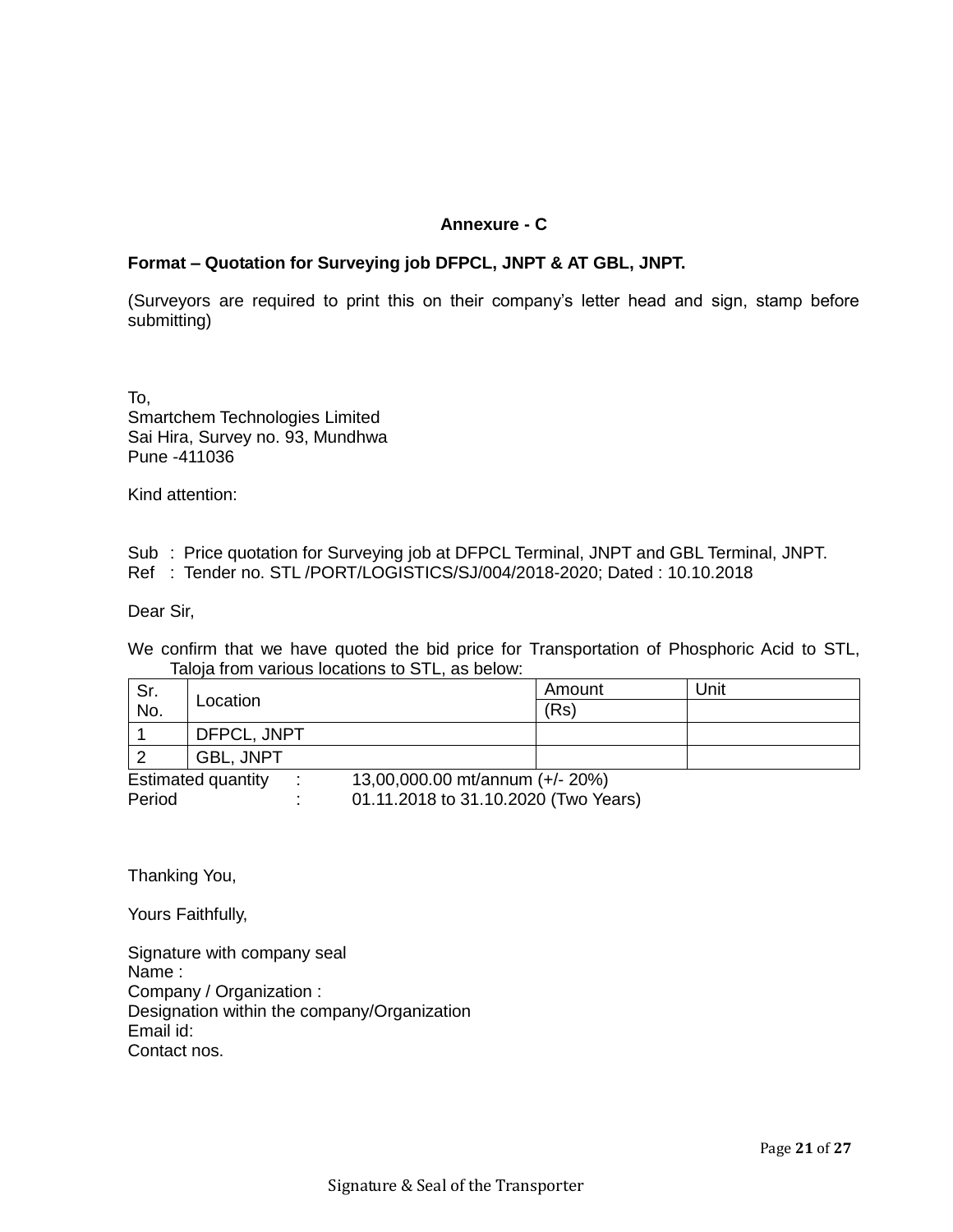**Annexure - C**

**Format – Quotation for Surveying job DFPCL, JNPT & AT GBL, JNPT.**

(Surveyors are required to print this on their company's letter head and sign, stamp before submitting)

To,
Smartchem Technologies Limited
Sai Hira, Survey no. 93, Mundhwa
Pune -411036

Kind attention:

Sub : Price quotation for Surveying job at DFPCL Terminal, JNPT and GBL Terminal, JNPT.
Ref : Tender no. STL /PORT/LOGISTICS/SJ/004/2018-2020; Dated : 10.10.2018

Dear Sir,

We confirm that we have quoted the bid price for Transportation of Phosphoric Acid to STL, Taloja from various locations to STL, as below:

| Sr. No. | Location | Amount (Rs) | Unit |
|---|---|---|---|
| 1 | DFPCL, JNPT | | |
| 2 | GBL, JNPT | | |

Estimated quantity : 13,00,000.00 mt/annum (+/- 20%)
Period : 01.11.2018 to 31.10.2020 (Two Years)

Thanking You,

Yours Faithfully,

Signature with company seal
Name :
Company / Organization :
Designation within the company/Organization
Email id:
Contact nos.

Signature & Seal of the Transporter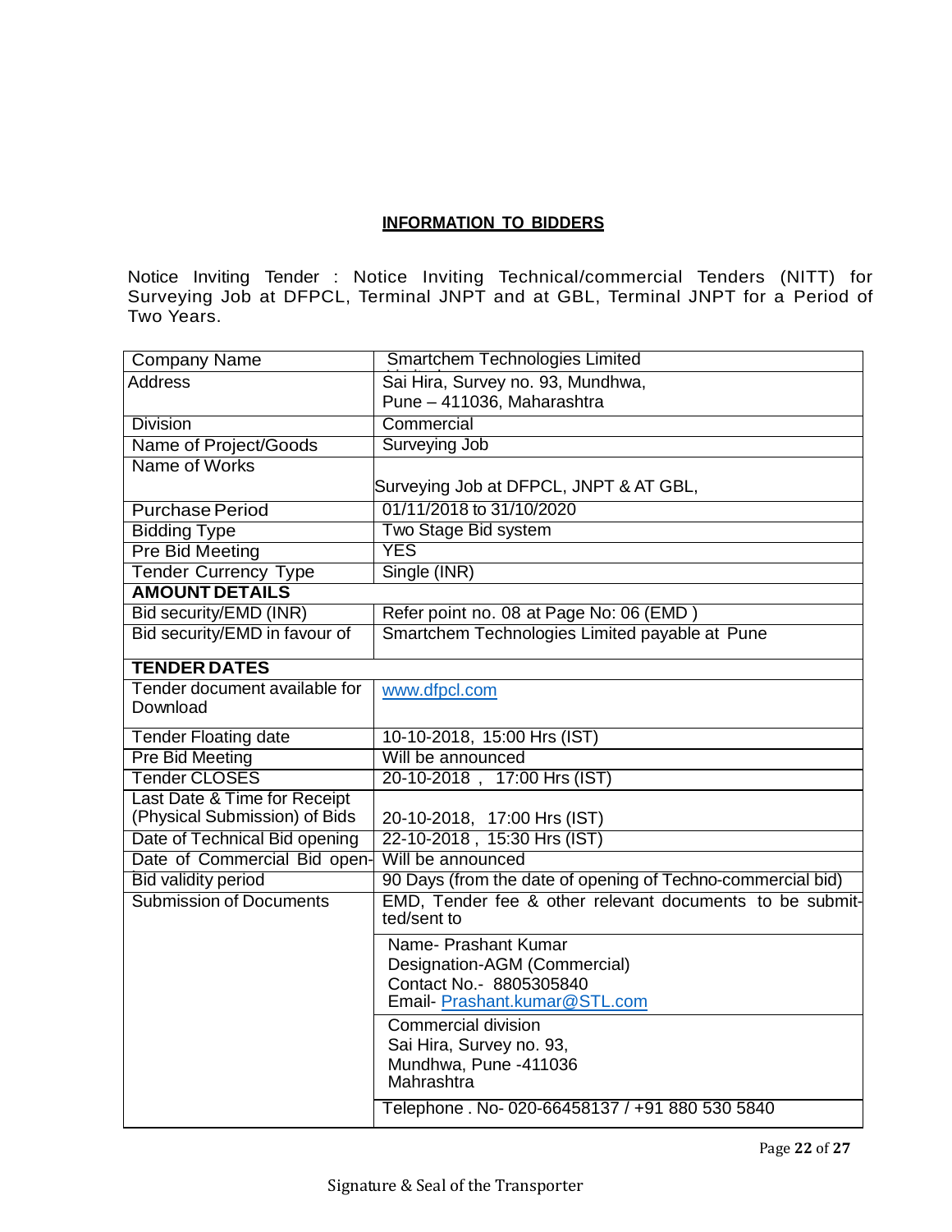## INFORMATION TO BIDDERS

Notice Inviting Tender : Notice Inviting Technical/commercial Tenders (NITT) for Surveying Job at DFPCL, Terminal JNPT and at GBL, Terminal JNPT for a Period of Two Years.

| Company Name | Smartchem Technologies Limited |
|---|---|
| Address | Sai Hira, Survey no. 93, Mundhwa, Pune – 411036, Maharashtra |
| Division | Commercial |
| Name of Project/Goods | Surveying Job |
| Name of Works | Surveying Job at DFPCL, JNPT & AT GBL, |
| Purchase Period | 01/11/2018 to 31/10/2020 |
| Bidding Type | Two Stage Bid system |
| Pre Bid Meeting | YES |
| Tender Currency Type | Single (INR) |
| **AMOUNT DETAILS** | |
| Bid security/EMD (INR) | Refer point no. 08 at Page No: 06 (EMD ) |
| Bid security/EMD in favour of | Smartchem Technologies Limited payable at Pune |
| **TENDER DATES** | |
| Tender document available for Download | www.dfpcl.com |
| Tender Floating date | 10-10-2018, 15:00 Hrs (IST) |
| Pre Bid Meeting | Will be announced |
| Tender CLOSES | 20-10-2018 , 17:00 Hrs (IST) |
| Last Date & Time for Receipt (Physical Submission) of Bids | 20-10-2018, 17:00 Hrs (IST) |
| Date of Technical Bid opening | 22-10-2018 , 15:30 Hrs (IST) |
| Date of Commercial Bid open- | Will be announced |
| Bid validity period | 90 Days (from the date of opening of Techno-commercial bid) |
| Submission of Documents | EMD, Tender fee & other relevant documents to be submitted/sent to |
| | Name- Prashant Kumar<br>Designation-AGM (Commercial)<br>Contact No.- 8805305840<br>Email- Prashant.kumar@STL.com |
| | Commercial division<br>Sai Hira, Survey no. 93,<br>Mundhwa, Pune -411036<br>Mahrashtra |
| | Telephone . No- 020-66458137 / +91 880 530 5840 |

Signature & Seal of the Transporter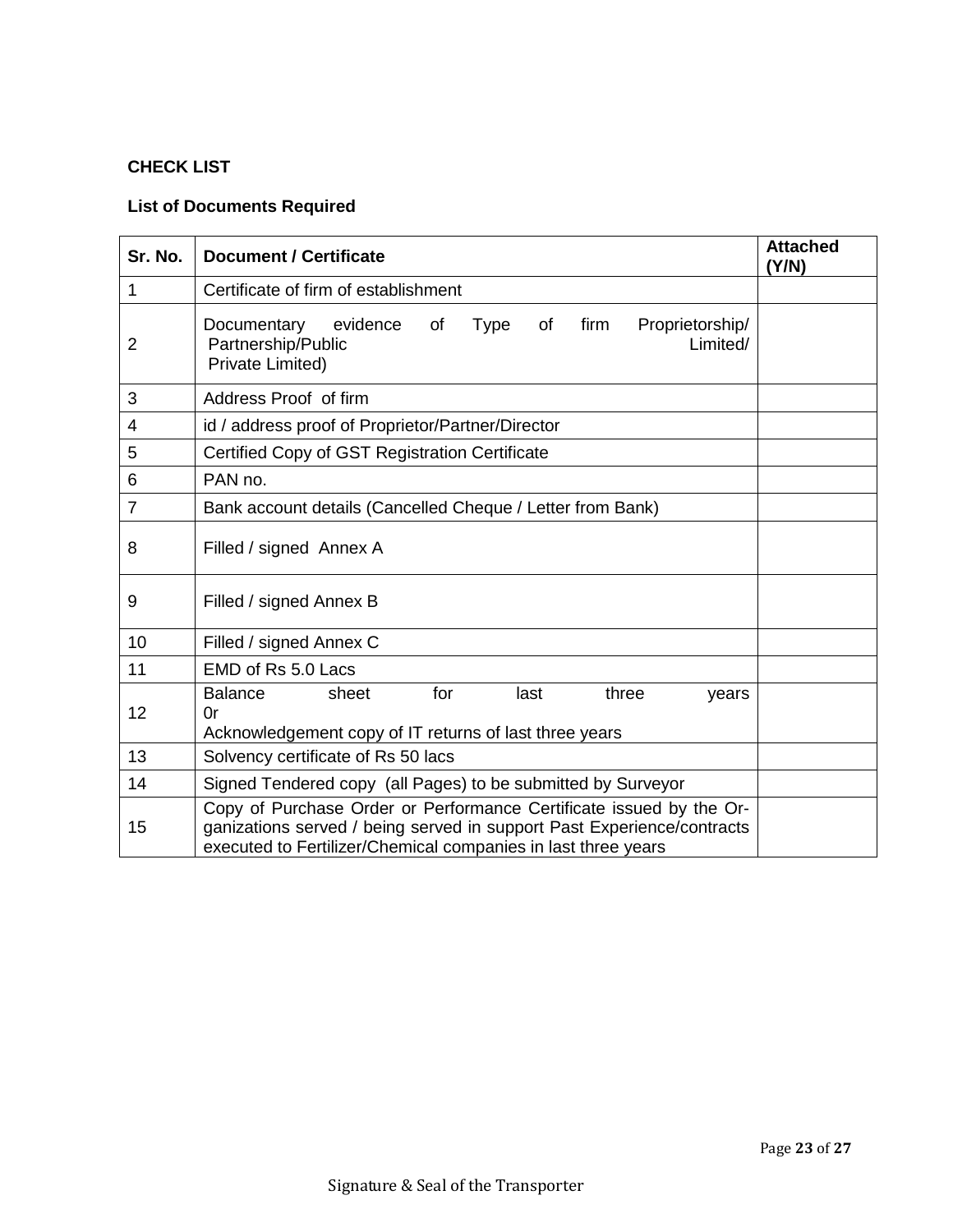**CHECK LIST**

**List of Documents Required**

| Sr. No. | Document / Certificate | Attached (Y/N) |
|---|---|---|
| 1 | Certificate of firm of establishment | |
| 2 | Documentary evidence of Type of firm Proprietorship/ Partnership/Public Limited/ Private Limited) | |
| 3 | Address Proof of firm | |
| 4 | id / address proof of Proprietor/Partner/Director | |
| 5 | Certified Copy of GST Registration Certificate | |
| 6 | PAN no. | |
| 7 | Bank account details (Cancelled Cheque / Letter from Bank) | |
| 8 | Filled / signed Annex A | |
| 9 | Filled / signed Annex B | |
| 10 | Filled / signed Annex C | |
| 11 | EMD of Rs 5.0 Lacs | |
| 12 | Balance sheet for last three years 0r Acknowledgement copy of IT returns of last three years | |
| 13 | Solvency certificate of Rs 50 lacs | |
| 14 | Signed Tendered copy (all Pages) to be submitted by Surveyor | |
| 15 | Copy of Purchase Order or Performance Certificate issued by the Organizations served / being served in support Past Experience/contracts executed to Fertilizer/Chemical companies in last three years | |

Signature & Seal of the Transporter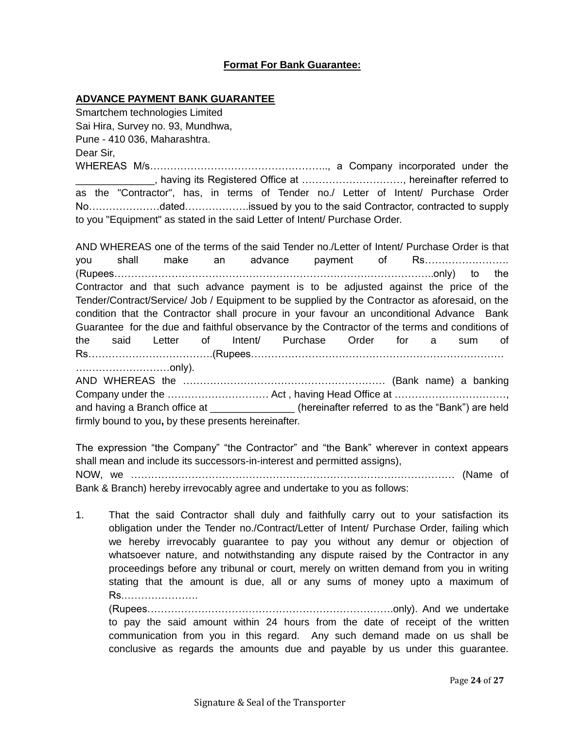**Format For Bank Guarantee:**

**ADVANCE PAYMENT BANK GUARANTEE**

Smartchem technologies Limited
Sai Hira, Survey no. 93, Mundhwa,
Pune - 410 036, Maharashtra.
Dear Sir,

WHEREAS M/s…………………………………………….., a Company incorporated under the _____________, having its Registered Office at …………………………, hereinafter referred to as the "Contractor", has, in terms of Tender no./ Letter of Intent/ Purchase Order No…………………dated……………….issued by you to the said Contractor, contracted to supply to you "Equipment" as stated in the said Letter of Intent/ Purchase Order.

AND WHEREAS one of the terms of the said Tender no./Letter of Intent/ Purchase Order is that you shall make an advance payment of Rs……………………. (Rupees…………………………………………………………………………………..only) to the Contractor and that such advance payment is to be adjusted against the price of the Tender/Contract/Service/ Job / Equipment to be supplied by the Contractor as aforesaid, on the condition that the Contractor shall procure in your favour an unconditional Advance Bank Guarantee for the due and faithful observance by the Contractor of the terms and conditions of the said Letter of Intent/ Purchase Order for a sum of Rs……………………………….(Rupees……………………………………………………………………………………………………only).

AND WHEREAS the …………………………………………………… (Bank name) a banking Company under the ………………………… Act , having Head Office at ……………………………, and having a Branch office at ______________ (hereinafter referred to as the "Bank") are held firmly bound to you**,** by these presents hereinafter.

The expression "the Company" "the Contractor" and "the Bank" wherever in context appears shall mean and include its successors-in-interest and permitted assigns),

NOW, we ………………………………………………………………………………… (Name of Bank & Branch) hereby irrevocably agree and undertake to you as follows:

1. That the said Contractor shall duly and faithfully carry out to your satisfaction its obligation under the Tender no./Contract/Letter of Intent/ Purchase Order, failing which we hereby irrevocably guarantee to pay you without any demur or objection of whatsoever nature, and notwithstanding any dispute raised by the Contractor in any proceedings before any tribunal or court, merely on written demand from you in writing stating that the amount is due, all or any sums of money upto a maximum of Rs.………………….
   (Rupees…………………………………………………………………only). And we undertake to pay the said amount within 24 hours from the date of receipt of the written communication from you in this regard. Any such demand made on us shall be conclusive as regards the amounts due and payable by us under this guarantee.

Signature & Seal of the Transporter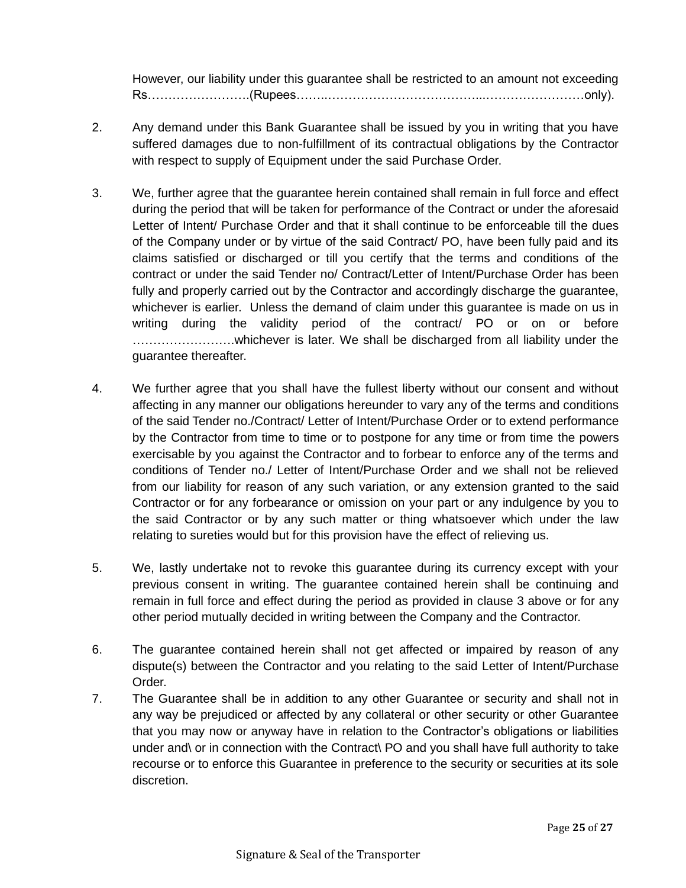However, our liability under this guarantee shall be restricted to an amount not exceeding Rs…………………….(Rupees……..…………………………………...……………………only).

2. Any demand under this Bank Guarantee shall be issued by you in writing that you have suffered damages due to non-fulfillment of its contractual obligations by the Contractor with respect to supply of Equipment under the said Purchase Order.

3. We, further agree that the guarantee herein contained shall remain in full force and effect during the period that will be taken for performance of the Contract or under the aforesaid Letter of Intent/ Purchase Order and that it shall continue to be enforceable till the dues of the Company under or by virtue of the said Contract/ PO, have been fully paid and its claims satisfied or discharged or till you certify that the terms and conditions of the contract or under the said Tender no/ Contract/Letter of Intent/Purchase Order has been fully and properly carried out by the Contractor and accordingly discharge the guarantee, whichever is earlier. Unless the demand of claim under this guarantee is made on us in writing during the validity period of the contract/ PO or on or before …………………….whichever is later. We shall be discharged from all liability under the guarantee thereafter.

4. We further agree that you shall have the fullest liberty without our consent and without affecting in any manner our obligations hereunder to vary any of the terms and conditions of the said Tender no./Contract/ Letter of Intent/Purchase Order or to extend performance by the Contractor from time to time or to postpone for any time or from time the powers exercisable by you against the Contractor and to forbear to enforce any of the terms and conditions of Tender no./ Letter of Intent/Purchase Order and we shall not be relieved from our liability for reason of any such variation, or any extension granted to the said Contractor or for any forbearance or omission on your part or any indulgence by you to the said Contractor or by any such matter or thing whatsoever which under the law relating to sureties would but for this provision have the effect of relieving us.

5. We, lastly undertake not to revoke this guarantee during its currency except with your previous consent in writing. The guarantee contained herein shall be continuing and remain in full force and effect during the period as provided in clause 3 above or for any other period mutually decided in writing between the Company and the Contractor.

6. The guarantee contained herein shall not get affected or impaired by reason of any dispute(s) between the Contractor and you relating to the said Letter of Intent/Purchase Order.

7. The Guarantee shall be in addition to any other Guarantee or security and shall not in any way be prejudiced or affected by any collateral or other security or other Guarantee that you may now or anyway have in relation to the Contractor's obligations or liabilities under and\ or in connection with the Contract\ PO and you shall have full authority to take recourse or to enforce this Guarantee in preference to the security or securities at its sole discretion.

Signature & Seal of the Transporter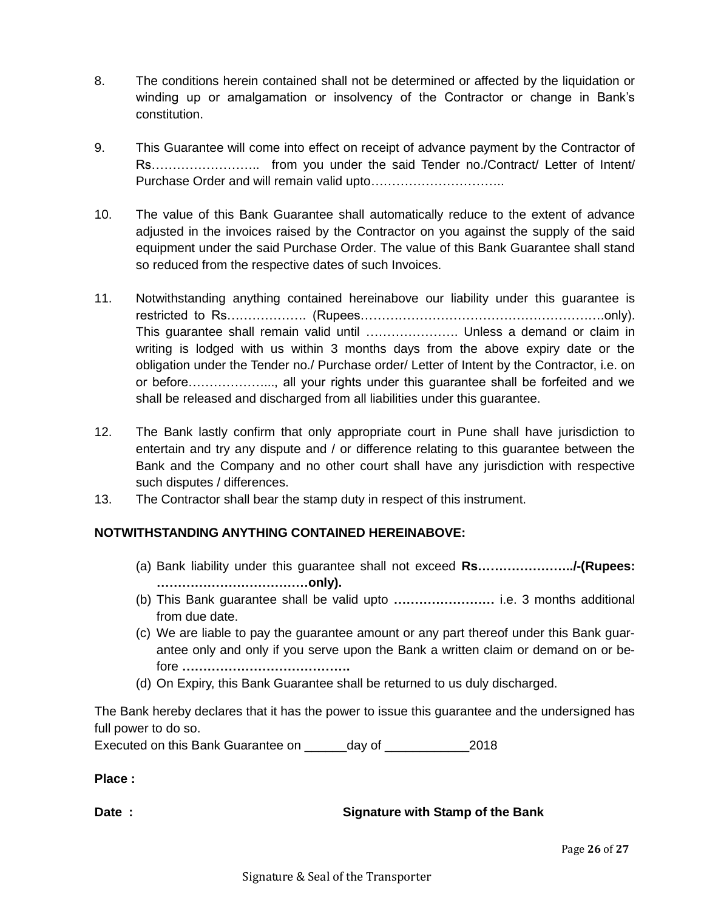8. The conditions herein contained shall not be determined or affected by the liquidation or winding up or amalgamation or insolvency of the Contractor or change in Bank's constitution.

9. This Guarantee will come into effect on receipt of advance payment by the Contractor of Rs…………………….. from you under the said Tender no./Contract/ Letter of Intent/ Purchase Order and will remain valid upto…………………………..

10. The value of this Bank Guarantee shall automatically reduce to the extent of advance adjusted in the invoices raised by the Contractor on you against the supply of the said equipment under the said Purchase Order. The value of this Bank Guarantee shall stand so reduced from the respective dates of such Invoices.

11. Notwithstanding anything contained hereinabove our liability under this guarantee is restricted to Rs………………. (Rupees…………………………………………………only). This guarantee shall remain valid until …………………. Unless a demand or claim in writing is lodged with us within 3 months days from the above expiry date or the obligation under the Tender no./ Purchase order/ Letter of Intent by the Contractor, i.e. on or before……………....., all your rights under this guarantee shall be forfeited and we shall be released and discharged from all liabilities under this guarantee.

12. The Bank lastly confirm that only appropriate court in Pune shall have jurisdiction to entertain and try any dispute and / or difference relating to this guarantee between the Bank and the Company and no other court shall have any jurisdiction with respective such disputes / differences.

13. The Contractor shall bear the stamp duty in respect of this instrument.

**NOTWITHSTANDING ANYTHING CONTAINED HEREINABOVE:**

(a) Bank liability under this guarantee shall not exceed **Rs…………………../-(Rupees: ………………………………only).**

(b) This Bank guarantee shall be valid upto **……………………** i.e. 3 months additional from due date.

(c) We are liable to pay the guarantee amount or any part thereof under this Bank guarantee only and only if you serve upon the Bank a written claim or demand on or before **………………………………….**

(d) On Expiry, this Bank Guarantee shall be returned to us duly discharged.

The Bank hereby declares that it has the power to issue this guarantee and the undersigned has full power to do so.

Executed on this Bank Guarantee on ______day of ____________2018

**Place :**

**Date :** **Signature with Stamp of the Bank**

Signature & Seal of the Transporter